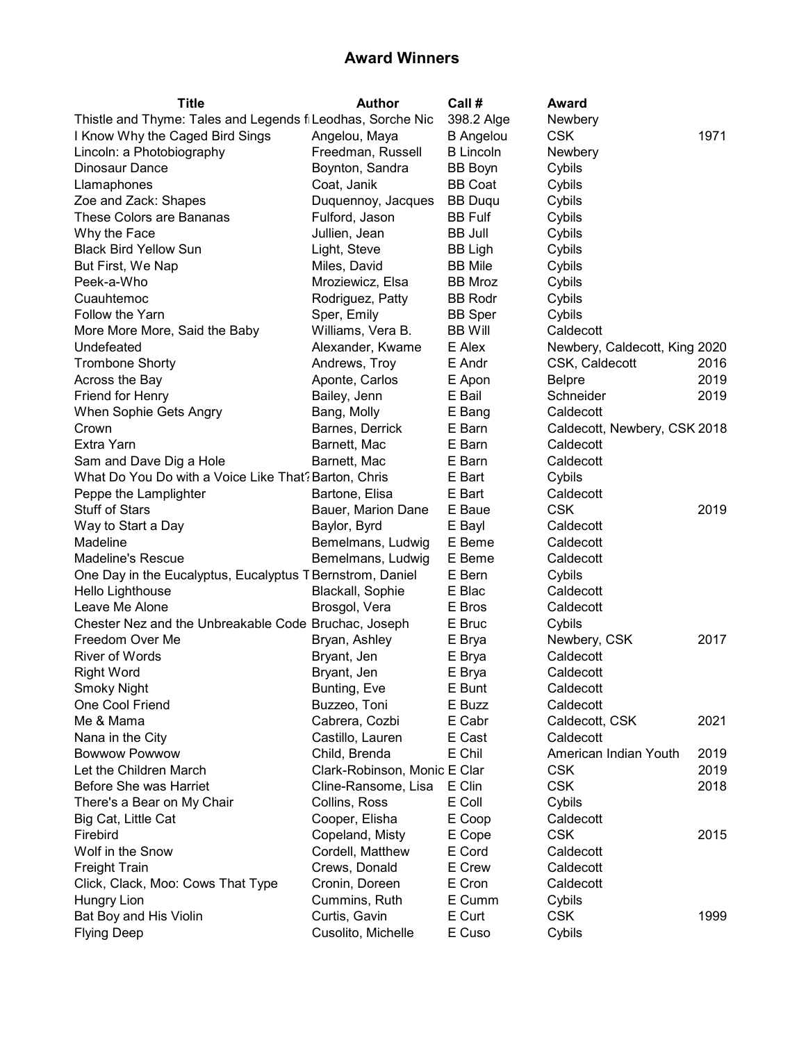# Award Winners

| Title | Author | Call # | Award | |
|---|---|---|---|---|
| Thistle and Thyme: Tales and Legends fı | Leodhas, Sorche Nic | 398.2 Alge | Newbery | |
| I Know Why the Caged Bird Sings | Angelou, Maya | B Angelou | CSK | 1971 |
| Lincoln: a Photobiography | Freedman, Russell | B Lincoln | Newbery | |
| Dinosaur Dance | Boynton, Sandra | BB Boyn | Cybils | |
| Llamaphones | Coat, Janik | BB Coat | Cybils | |
| Zoe and Zack: Shapes | Duquennoy, Jacques | BB Duqu | Cybils | |
| These Colors are Bananas | Fulford, Jason | BB Fulf | Cybils | |
| Why the Face | Jullien, Jean | BB Jull | Cybils | |
| Black Bird Yellow Sun | Light, Steve | BB Ligh | Cybils | |
| But First, We Nap | Miles, David | BB Mile | Cybils | |
| Peek-a-Who | Mroziewicz, Elsa | BB Mroz | Cybils | |
| Cuauhtemoc | Rodriguez, Patty | BB Rodr | Cybils | |
| Follow the Yarn | Sper, Emily | BB Sper | Cybils | |
| More More More, Said the Baby | Williams, Vera B. | BB Will | Caldecott | |
| Undefeated | Alexander, Kwame | E Alex | Newbery, Caldecott, King | 2020 |
| Trombone Shorty | Andrews, Troy | E Andr | CSK, Caldecott | 2016 |
| Across the Bay | Aponte, Carlos | E Apon | Belpre | 2019 |
| Friend for Henry | Bailey, Jenn | E Bail | Schneider | 2019 |
| When Sophie Gets Angry | Bang, Molly | E Bang | Caldecott | |
| Crown | Barnes, Derrick | E Barn | Caldecott, Newbery, CSK | 2018 |
| Extra Yarn | Barnett, Mac | E Barn | Caldecott | |
| Sam and Dave Dig a Hole | Barnett, Mac | E Barn | Caldecott | |
| What Do You Do with a Voice Like That? | Barton, Chris | E Bart | Cybils | |
| Peppe the Lamplighter | Bartone, Elisa | E Bart | Caldecott | |
| Stuff of Stars | Bauer, Marion Dane | E Baue | CSK | 2019 |
| Way to Start a Day | Baylor, Byrd | E Bayl | Caldecott | |
| Madeline | Bemelmans, Ludwig | E Beme | Caldecott | |
| Madeline's Rescue | Bemelmans, Ludwig | E Beme | Caldecott | |
| One Day in the Eucalyptus, Eucalyptus T | Bernstrom, Daniel | E Bern | Cybils | |
| Hello Lighthouse | Blackall, Sophie | E Blac | Caldecott | |
| Leave Me Alone | Brosgol, Vera | E Bros | Caldecott | |
| Chester Nez and the Unbreakable Code | Bruchac, Joseph | E Bruc | Cybils | |
| Freedom Over Me | Bryan, Ashley | E Brya | Newbery, CSK | 2017 |
| River of Words | Bryant, Jen | E Brya | Caldecott | |
| Right Word | Bryant, Jen | E Brya | Caldecott | |
| Smoky Night | Bunting, Eve | E Bunt | Caldecott | |
| One Cool Friend | Buzzeo, Toni | E Buzz | Caldecott | |
| Me & Mama | Cabrera, Cozbi | E Cabr | Caldecott, CSK | 2021 |
| Nana in the City | Castillo, Lauren | E Cast | Caldecott | |
| Bowwow Powwow | Child, Brenda | E Chil | American Indian Youth | 2019 |
| Let the Children March | Clark-Robinson, Monic | E Clar | CSK | 2019 |
| Before She was Harriet | Cline-Ransome, Lisa | E Clin | CSK | 2018 |
| There's a Bear on My Chair | Collins, Ross | E Coll | Cybils | |
| Big Cat, Little Cat | Cooper, Elisha | E Coop | Caldecott | |
| Firebird | Copeland, Misty | E Cope | CSK | 2015 |
| Wolf in the Snow | Cordell, Matthew | E Cord | Caldecott | |
| Freight Train | Crews, Donald | E Crew | Caldecott | |
| Click, Clack, Moo: Cows That Type | Cronin, Doreen | E Cron | Caldecott | |
| Hungry Lion | Cummins, Ruth | E Cumm | Cybils | |
| Bat Boy and His Violin | Curtis, Gavin | E Curt | CSK | 1999 |
| Flying Deep | Cusolito, Michelle | E Cuso | Cybils | |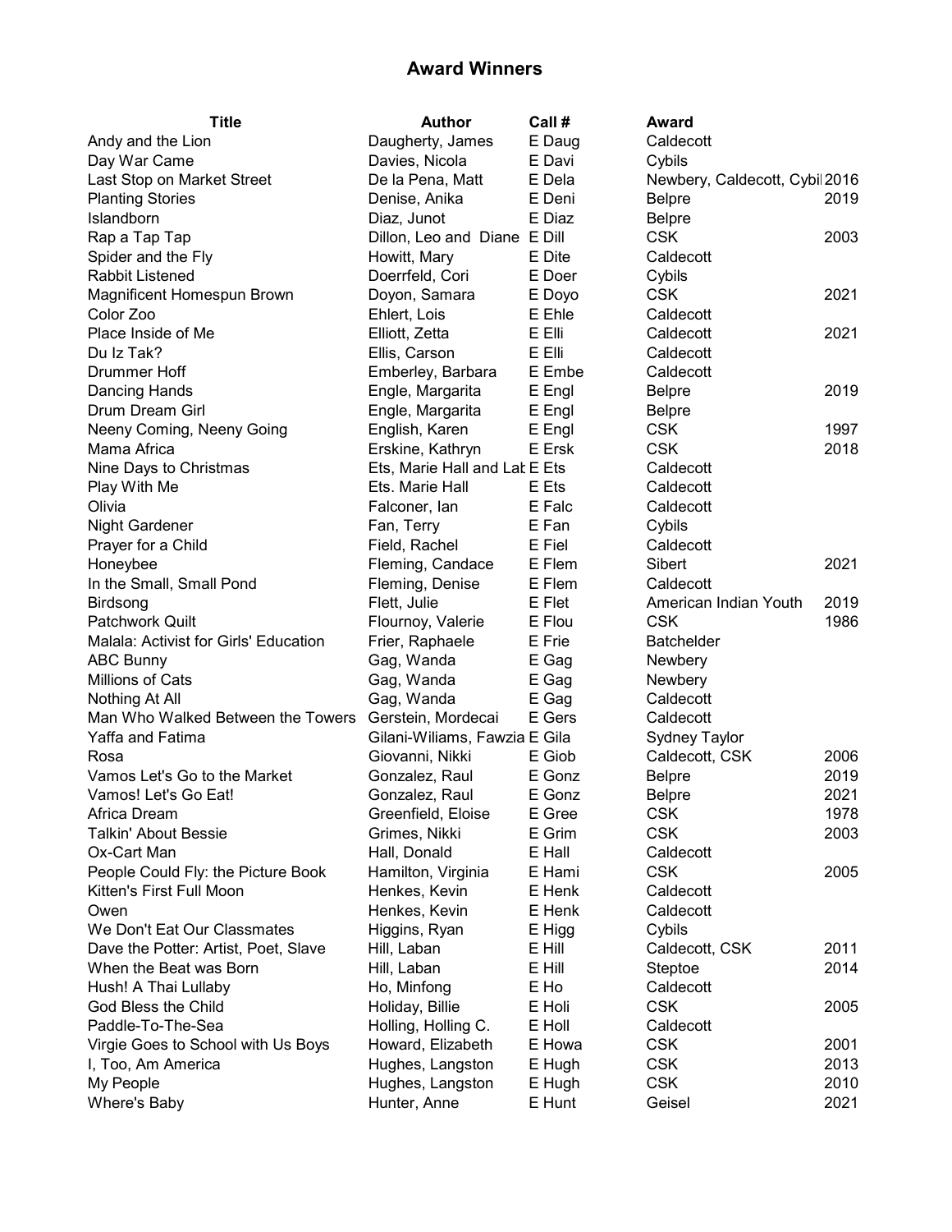# Award Winners

| Title | Author | Call # | Award | |
|---|---|---|---|---|
| Andy and the Lion | Daugherty, James | E Daug | Caldecott | |
| Day War Came | Davies, Nicola | E Davi | Cybils | |
| Last Stop on Market Street | De la Pena, Matt | E Dela | Newbery, Caldecott, Cybil | 2016 |
| Planting Stories | Denise, Anika | E Deni | Belpre | 2019 |
| Islandborn | Diaz, Junot | E Diaz | Belpre | |
| Rap a Tap Tap | Dillon, Leo and Diane | E Dill | CSK | 2003 |
| Spider and the Fly | Howitt, Mary | E Dite | Caldecott | |
| Rabbit Listened | Doerrfeld, Cori | E Doer | Cybils | |
| Magnificent Homespun Brown | Doyon, Samara | E Doyo | CSK | 2021 |
| Color Zoo | Ehlert, Lois | E Ehle | Caldecott | |
| Place Inside of Me | Elliott, Zetta | E Elli | Caldecott | 2021 |
| Du Iz Tak? | Ellis, Carson | E Elli | Caldecott | |
| Drummer Hoff | Emberley, Barbara | E Embe | Caldecott | |
| Dancing Hands | Engle, Margarita | E Engl | Belpre | 2019 |
| Drum Dream Girl | Engle, Margarita | E Engl | Belpre | |
| Neeny Coming, Neeny Going | English, Karen | E Engl | CSK | 1997 |
| Mama Africa | Erskine, Kathryn | E Ersk | CSK | 2018 |
| Nine Days to Christmas | Ets, Marie Hall and Lab | E Ets | Caldecott | |
| Play With Me | Ets. Marie Hall | E Ets | Caldecott | |
| Olivia | Falconer, Ian | E Falc | Caldecott | |
| Night Gardener | Fan, Terry | E Fan | Cybils | |
| Prayer for a Child | Field, Rachel | E Fiel | Caldecott | |
| Honeybee | Fleming, Candace | E Flem | Sibert | 2021 |
| In the Small, Small Pond | Fleming, Denise | E Flem | Caldecott | |
| Birdsong | Flett, Julie | E Flet | American Indian Youth | 2019 |
| Patchwork Quilt | Flournoy, Valerie | E Flou | CSK | 1986 |
| Malala: Activist for Girls' Education | Frier, Raphaele | E Frie | Batchelder | |
| ABC Bunny | Gag, Wanda | E Gag | Newbery | |
| Millions of Cats | Gag, Wanda | E Gag | Newbery | |
| Nothing At All | Gag, Wanda | E Gag | Caldecott | |
| Man Who Walked Between the Towers | Gerstein, Mordecai | E Gers | Caldecott | |
| Yaffa and Fatima | Gilani-Wiliams, Fawzia | E Gila | Sydney Taylor | |
| Rosa | Giovanni, Nikki | E Giob | Caldecott, CSK | 2006 |
| Vamos Let's Go to the Market | Gonzalez, Raul | E Gonz | Belpre | 2019 |
| Vamos! Let's Go Eat! | Gonzalez, Raul | E Gonz | Belpre | 2021 |
| Africa Dream | Greenfield, Eloise | E Gree | CSK | 1978 |
| Talkin' About Bessie | Grimes, Nikki | E Grim | CSK | 2003 |
| Ox-Cart Man | Hall, Donald | E Hall | Caldecott | |
| People Could Fly: the Picture Book | Hamilton, Virginia | E Hami | CSK | 2005 |
| Kitten's First Full Moon | Henkes, Kevin | E Henk | Caldecott | |
| Owen | Henkes, Kevin | E Henk | Caldecott | |
| We Don't Eat Our Classmates | Higgins, Ryan | E Higg | Cybils | |
| Dave the Potter: Artist, Poet, Slave | Hill, Laban | E Hill | Caldecott, CSK | 2011 |
| When the Beat was Born | Hill, Laban | E Hill | Steptoe | 2014 |
| Hush! A Thai Lullaby | Ho, Minfong | E Ho | Caldecott | |
| God Bless the Child | Holiday, Billie | E Holi | CSK | 2005 |
| Paddle-To-The-Sea | Holling, Holling C. | E Holl | Caldecott | |
| Virgie Goes to School with Us Boys | Howard, Elizabeth | E Howa | CSK | 2001 |
| I, Too, Am America | Hughes, Langston | E Hugh | CSK | 2013 |
| My People | Hughes, Langston | E Hugh | CSK | 2010 |
| Where's Baby | Hunter, Anne | E Hunt | Geisel | 2021 |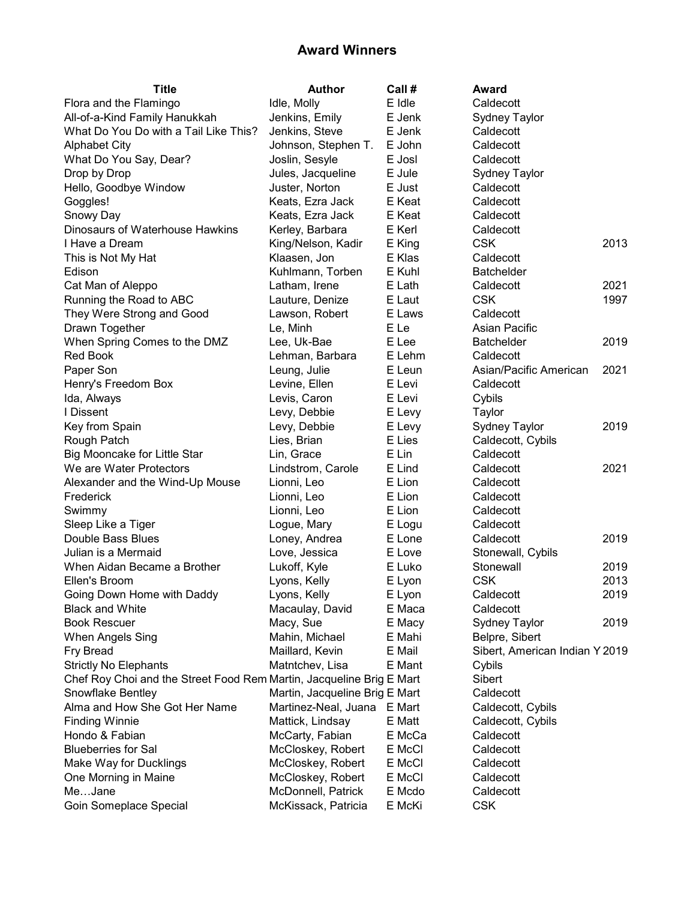## Award Winners

| Title | Author | Call # | Award | |
|---|---|---|---|---|
| Flora and the Flamingo | Idle, Molly | E Idle | Caldecott | |
| All-of-a-Kind Family Hanukkah | Jenkins, Emily | E Jenk | Sydney Taylor | |
| What Do You Do with a Tail Like This? | Jenkins, Steve | E Jenk | Caldecott | |
| Alphabet City | Johnson, Stephen T. | E John | Caldecott | |
| What Do You Say, Dear? | Joslin, Sesyle | E Josl | Caldecott | |
| Drop by Drop | Jules, Jacqueline | E Jule | Sydney Taylor | |
| Hello, Goodbye Window | Juster, Norton | E Just | Caldecott | |
| Goggles! | Keats, Ezra Jack | E Keat | Caldecott | |
| Snowy Day | Keats, Ezra Jack | E Keat | Caldecott | |
| Dinosaurs of Waterhouse Hawkins | Kerley, Barbara | E Kerl | Caldecott | |
| I Have a Dream | King/Nelson, Kadir | E King | CSK | 2013 |
| This is Not My Hat | Klaasen, Jon | E Klas | Caldecott | |
| Edison | Kuhlmann, Torben | E Kuhl | Batchelder | |
| Cat Man of Aleppo | Latham, Irene | E Lath | Caldecott | 2021 |
| Running the Road to ABC | Lauture, Denize | E Laut | CSK | 1997 |
| They Were Strong and Good | Lawson, Robert | E Laws | Caldecott | |
| Drawn Together | Le, Minh | E Le | Asian Pacific | |
| When Spring Comes to the DMZ | Lee, Uk-Bae | E Lee | Batchelder | 2019 |
| Red Book | Lehman, Barbara | E Lehm | Caldecott | |
| Paper Son | Leung, Julie | E Leun | Asian/Pacific American | 2021 |
| Henry's Freedom Box | Levine, Ellen | E Levi | Caldecott | |
| Ida, Always | Levis, Caron | E Levi | Cybils | |
| I Dissent | Levy, Debbie | E Levy | Taylor | |
| Key from Spain | Levy, Debbie | E Levy | Sydney Taylor | 2019 |
| Rough Patch | Lies, Brian | E Lies | Caldecott, Cybils | |
| Big Mooncake for Little Star | Lin, Grace | E Lin | Caldecott | |
| We are Water Protectors | Lindstrom, Carole | E Lind | Caldecott | 2021 |
| Alexander and the Wind-Up Mouse | Lionni, Leo | E Lion | Caldecott | |
| Frederick | Lionni, Leo | E Lion | Caldecott | |
| Swimmy | Lionni, Leo | E Lion | Caldecott | |
| Sleep Like a Tiger | Logue, Mary | E Logu | Caldecott | |
| Double Bass Blues | Loney, Andrea | E Lone | Caldecott | 2019 |
| Julian is a Mermaid | Love, Jessica | E Love | Stonewall, Cybils | |
| When Aidan Became a Brother | Lukoff, Kyle | E Luko | Stonewall | 2019 |
| Ellen's Broom | Lyons, Kelly | E Lyon | CSK | 2013 |
| Going Down Home with Daddy | Lyons, Kelly | E Lyon | Caldecott | 2019 |
| Black and White | Macaulay, David | E Maca | Caldecott | |
| Book Rescuer | Macy, Sue | E Macy | Sydney Taylor | 2019 |
| When Angels Sing | Mahin, Michael | E Mahi | Belpre, Sibert | |
| Fry Bread | Maillard, Kevin | E Mail | Sibert, American Indian Y | 2019 |
| Strictly No Elephants | Matntchev, Lisa | E Mant | Cybils | |
| Chef Roy Choi and the Street Food Rem | Martin, Jacqueline Brig | E Mart | Sibert | |
| Snowflake Bentley | Martin, Jacqueline Brig | E Mart | Caldecott | |
| Alma and How She Got Her Name | Martinez-Neal, Juana | E Mart | Caldecott, Cybils | |
| Finding Winnie | Mattick, Lindsay | E Matt | Caldecott, Cybils | |
| Hondo & Fabian | McCarty, Fabian | E McCa | Caldecott | |
| Blueberries for Sal | McCloskey, Robert | E McCl | Caldecott | |
| Make Way for Ducklings | McCloskey, Robert | E McCl | Caldecott | |
| One Morning in Maine | McCloskey, Robert | E McCl | Caldecott | |
| Me…Jane | McDonnell, Patrick | E Mcdo | Caldecott | |
| Goin Someplace Special | McKissack, Patricia | E McKi | CSK | |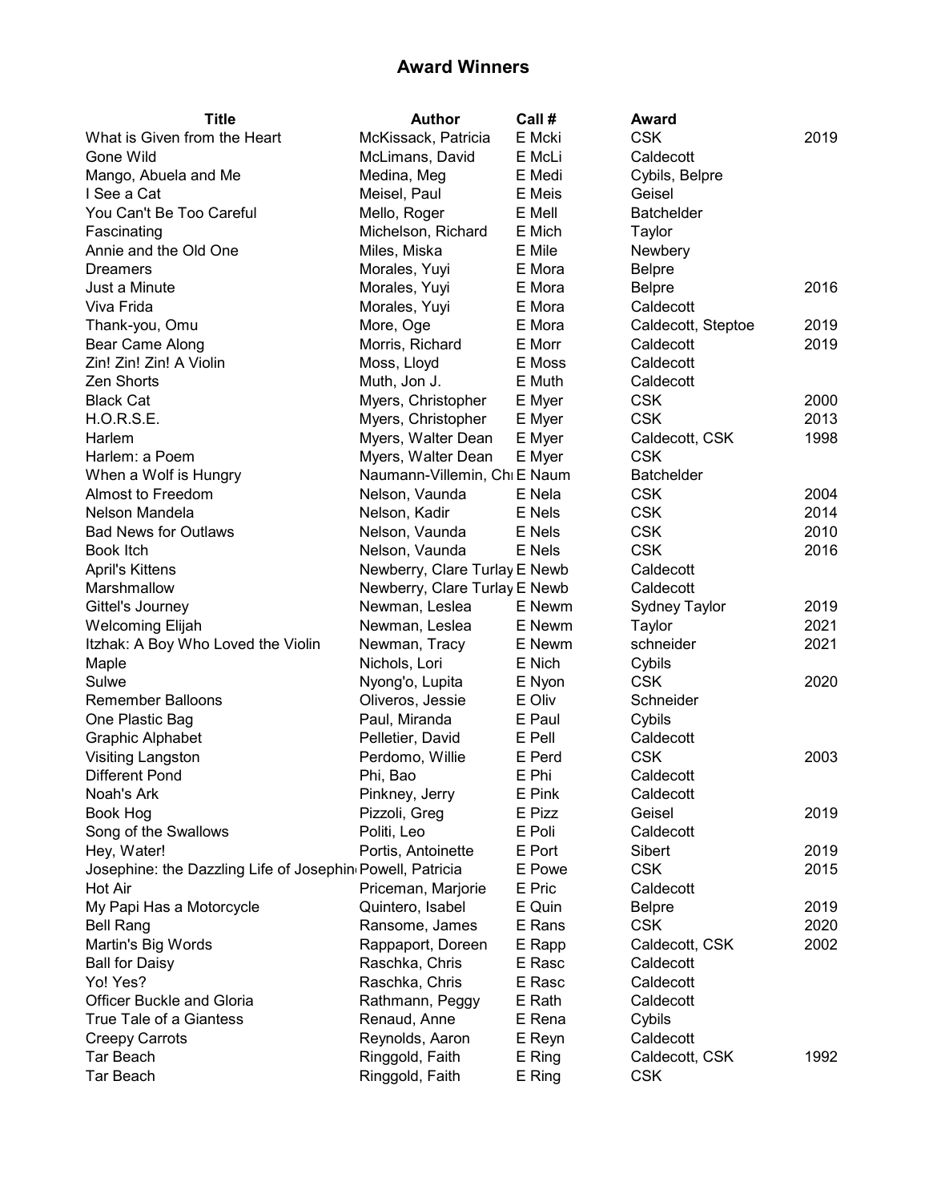# Award Winners

| Title | Author | Call # | Award | |
|---|---|---|---|---|
| What is Given from the Heart | McKissack, Patricia | E Mcki | CSK | 2019 |
| Gone Wild | McLimans, David | E McLi | Caldecott | |
| Mango, Abuela and Me | Medina, Meg | E Medi | Cybils, Belpre | |
| I See a Cat | Meisel, Paul | E Meis | Geisel | |
| You Can't Be Too Careful | Mello, Roger | E Mell | Batchelder | |
| Fascinating | Michelson, Richard | E Mich | Taylor | |
| Annie and the Old One | Miles, Miska | E Mile | Newbery | |
| Dreamers | Morales, Yuyi | E Mora | Belpre | |
| Just a Minute | Morales, Yuyi | E Mora | Belpre | 2016 |
| Viva Frida | Morales, Yuyi | E Mora | Caldecott | |
| Thank-you, Omu | More, Oge | E Mora | Caldecott, Steptoe | 2019 |
| Bear Came Along | Morris, Richard | E Morr | Caldecott | 2019 |
| Zin! Zin! Zin! A Violin | Moss, Lloyd | E Moss | Caldecott | |
| Zen Shorts | Muth, Jon J. | E Muth | Caldecott | |
| Black Cat | Myers, Christopher | E Myer | CSK | 2000 |
| H.O.R.S.E. | Myers, Christopher | E Myer | CSK | 2013 |
| Harlem | Myers, Walter Dean | E Myer | Caldecott, CSK | 1998 |
| Harlem: a Poem | Myers, Walter Dean | E Myer | CSK | |
| When a Wolf is Hungry | Naumann-Villemin, Chi | E Naum | Batchelder | |
| Almost to Freedom | Nelson, Vaunda | E Nela | CSK | 2004 |
| Nelson Mandela | Nelson, Kadir | E Nels | CSK | 2014 |
| Bad News for Outlaws | Nelson, Vaunda | E Nels | CSK | 2010 |
| Book Itch | Nelson, Vaunda | E Nels | CSK | 2016 |
| April's Kittens | Newberry, Clare Turlay | E Newb | Caldecott | |
| Marshmallow | Newberry, Clare Turlay | E Newb | Caldecott | |
| Gittel's Journey | Newman, Leslea | E Newm | Sydney Taylor | 2019 |
| Welcoming Elijah | Newman, Leslea | E Newm | Taylor | 2021 |
| Itzhak: A Boy Who Loved the Violin | Newman, Tracy | E Newm | schneider | 2021 |
| Maple | Nichols, Lori | E Nich | Cybils | |
| Sulwe | Nyong'o, Lupita | E Nyon | CSK | 2020 |
| Remember Balloons | Oliveros, Jessie | E Oliv | Schneider | |
| One Plastic Bag | Paul, Miranda | E Paul | Cybils | |
| Graphic Alphabet | Pelletier, David | E Pell | Caldecott | |
| Visiting Langston | Perdomo, Willie | E Perd | CSK | 2003 |
| Different Pond | Phi, Bao | E Phi | Caldecott | |
| Noah's Ark | Pinkney, Jerry | E Pink | Caldecott | |
| Book Hog | Pizzoli, Greg | E Pizz | Geisel | 2019 |
| Song of the Swallows | Politi, Leo | E Poli | Caldecott | |
| Hey, Water! | Portis, Antoinette | E Port | Sibert | 2019 |
| Josephine: the Dazzling Life of Josephin | Powell, Patricia | E Powe | CSK | 2015 |
| Hot Air | Priceman, Marjorie | E Pric | Caldecott | |
| My Papi Has a Motorcycle | Quintero, Isabel | E Quin | Belpre | 2019 |
| Bell Rang | Ransome, James | E Rans | CSK | 2020 |
| Martin's Big Words | Rappaport, Doreen | E Rapp | Caldecott, CSK | 2002 |
| Ball for Daisy | Raschka, Chris | E Rasc | Caldecott | |
| Yo! Yes? | Raschka, Chris | E Rasc | Caldecott | |
| Officer Buckle and Gloria | Rathmann, Peggy | E Rath | Caldecott | |
| True Tale of a Giantess | Renaud, Anne | E Rena | Cybils | |
| Creepy Carrots | Reynolds, Aaron | E Reyn | Caldecott | |
| Tar Beach | Ringgold, Faith | E Ring | Caldecott, CSK | 1992 |
| Tar Beach | Ringgold, Faith | E Ring | CSK | |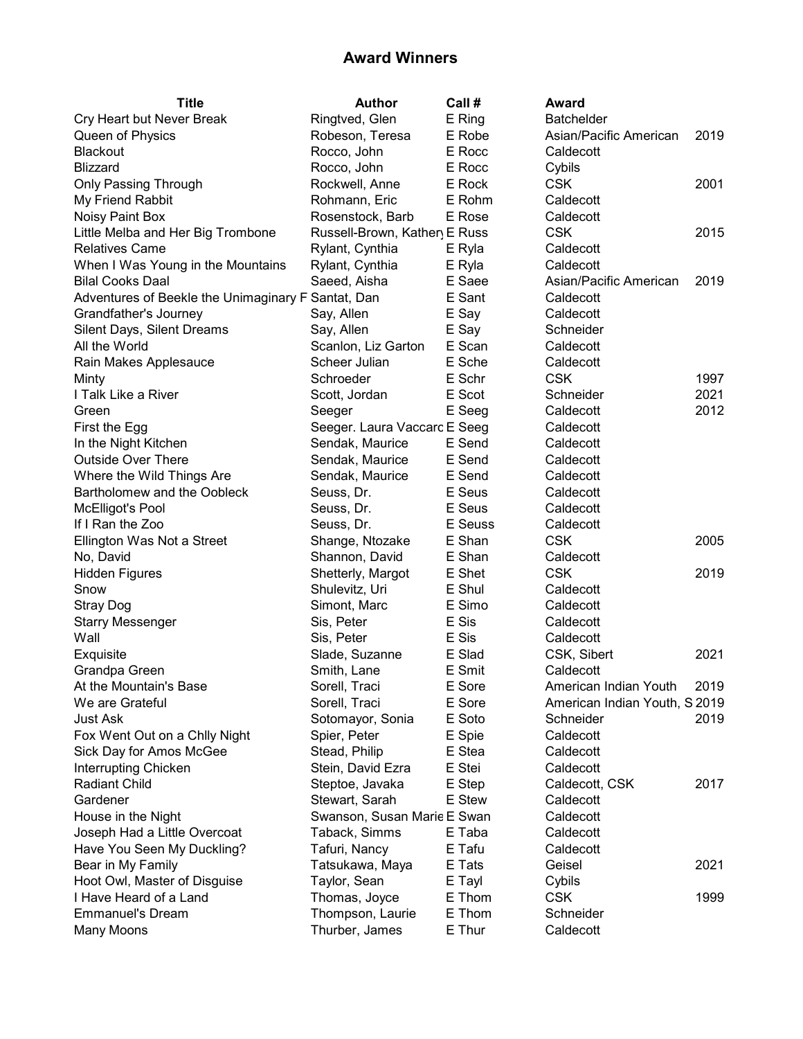## Award Winners

| Title | Author | Call # | Award | |
|---|---|---|---|---|
| Cry Heart but Never Break | Ringtved, Glen | E Ring | Batchelder | |
| Queen of Physics | Robeson, Teresa | E Robe | Asian/Pacific American | 2019 |
| Blackout | Rocco, John | E Rocc | Caldecott | |
| Blizzard | Rocco, John | E Rocc | Cybils | |
| Only Passing Through | Rockwell, Anne | E Rock | CSK | 2001 |
| My Friend Rabbit | Rohmann, Eric | E Rohm | Caldecott | |
| Noisy Paint Box | Rosenstock, Barb | E Rose | Caldecott | |
| Little Melba and Her Big Trombone | Russell-Brown, Kathery | E Russ | CSK | 2015 |
| Relatives Came | Rylant, Cynthia | E Ryla | Caldecott | |
| When I Was Young in the Mountains | Rylant, Cynthia | E Ryla | Caldecott | |
| Bilal Cooks Daal | Saeed, Aisha | E Saee | Asian/Pacific American | 2019 |
| Adventures of Beekle the Unimaginary F | Santat, Dan | E Sant | Caldecott | |
| Grandfather's Journey | Say, Allen | E Say | Caldecott | |
| Silent Days, Silent Dreams | Say, Allen | E Say | Schneider | |
| All the World | Scanlon, Liz Garton | E Scan | Caldecott | |
| Rain Makes Applesauce | Scheer Julian | E Sche | Caldecott | |
| Minty | Schroeder | E Schr | CSK | 1997 |
| I Talk Like a River | Scott, Jordan | E Scot | Schneider | 2021 |
| Green | Seeger | E Seeg | Caldecott | 2012 |
| First the Egg | Seeger. Laura Vaccarc | E Seeg | Caldecott | |
| In the Night Kitchen | Sendak, Maurice | E Send | Caldecott | |
| Outside Over There | Sendak, Maurice | E Send | Caldecott | |
| Where the Wild Things Are | Sendak, Maurice | E Send | Caldecott | |
| Bartholomew and the Oobleck | Seuss, Dr. | E Seus | Caldecott | |
| McElligot's Pool | Seuss, Dr. | E Seus | Caldecott | |
| If I Ran the Zoo | Seuss, Dr. | E Seuss | Caldecott | |
| Ellington Was Not a Street | Shange, Ntozake | E Shan | CSK | 2005 |
| No, David | Shannon, David | E Shan | Caldecott | |
| Hidden Figures | Shetterly, Margot | E Shet | CSK | 2019 |
| Snow | Shulevitz, Uri | E Shul | Caldecott | |
| Stray Dog | Simont, Marc | E Simo | Caldecott | |
| Starry Messenger | Sis, Peter | E Sis | Caldecott | |
| Wall | Sis, Peter | E Sis | Caldecott | |
| Exquisite | Slade, Suzanne | E Slad | CSK, Sibert | 2021 |
| Grandpa Green | Smith, Lane | E Smit | Caldecott | |
| At the Mountain's Base | Sorell, Traci | E Sore | American Indian Youth | 2019 |
| We are Grateful | Sorell, Traci | E Sore | American Indian Youth, S | 2019 |
| Just Ask | Sotomayor, Sonia | E Soto | Schneider | 2019 |
| Fox Went Out on a Chlly Night | Spier, Peter | E Spie | Caldecott | |
| Sick Day for Amos McGee | Stead, Philip | E Stea | Caldecott | |
| Interrupting Chicken | Stein, David Ezra | E Stei | Caldecott | |
| Radiant Child | Steptoe, Javaka | E Step | Caldecott, CSK | 2017 |
| Gardener | Stewart, Sarah | E Stew | Caldecott | |
| House in the Night | Swanson, Susan Marie | E Swan | Caldecott | |
| Joseph Had a Little Overcoat | Taback, Simms | E Taba | Caldecott | |
| Have You Seen My Duckling? | Tafuri, Nancy | E Tafu | Caldecott | |
| Bear in My Family | Tatsukawa, Maya | E Tats | Geisel | 2021 |
| Hoot Owl, Master of Disguise | Taylor, Sean | E Tayl | Cybils | |
| I Have Heard of a Land | Thomas, Joyce | E Thom | CSK | 1999 |
| Emmanuel's Dream | Thompson, Laurie | E Thom | Schneider | |
| Many Moons | Thurber, James | E Thur | Caldecott | |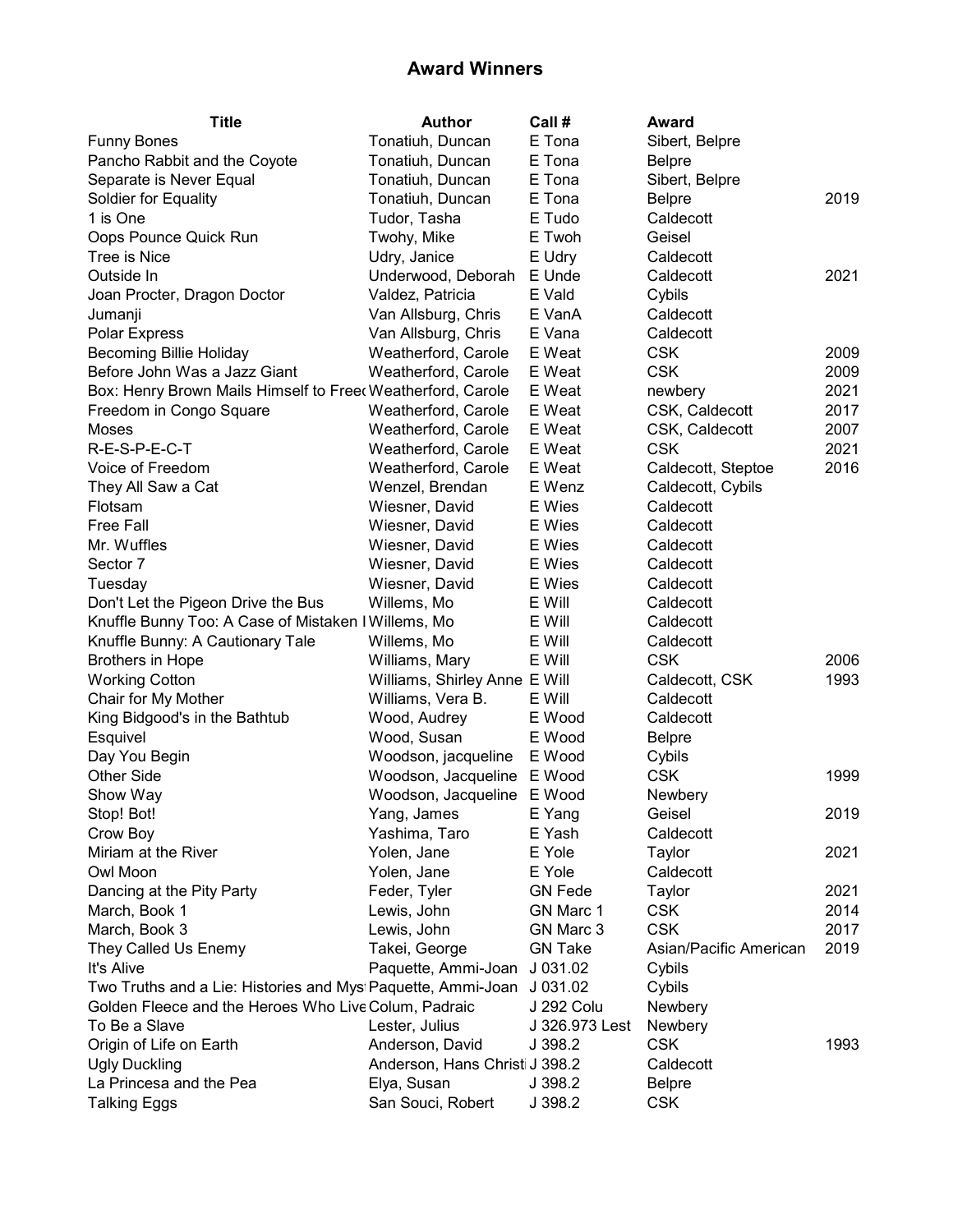# Award Winners

| Title | Author | Call # | Award | |
|---|---|---|---|---|
| Funny Bones | Tonatiuh, Duncan | E Tona | Sibert, Belpre | |
| Pancho Rabbit and the Coyote | Tonatiuh, Duncan | E Tona | Belpre | |
| Separate is Never Equal | Tonatiuh, Duncan | E Tona | Sibert, Belpre | |
| Soldier for Equality | Tonatiuh, Duncan | E Tona | Belpre | 2019 |
| 1 is One | Tudor, Tasha | E Tudo | Caldecott | |
| Oops Pounce Quick Run | Twohy, Mike | E Twoh | Geisel | |
| Tree is Nice | Udry, Janice | E Udry | Caldecott | |
| Outside In | Underwood, Deborah | E Unde | Caldecott | 2021 |
| Joan Procter, Dragon Doctor | Valdez, Patricia | E Vald | Cybils | |
| Jumanji | Van Allsburg, Chris | E VanA | Caldecott | |
| Polar Express | Van Allsburg, Chris | E Vana | Caldecott | |
| Becoming Billie Holiday | Weatherford, Carole | E Weat | CSK | 2009 |
| Before John Was a Jazz Giant | Weatherford, Carole | E Weat | CSK | 2009 |
| Box: Henry Brown Mails Himself to Freed | Weatherford, Carole | E Weat | newbery | 2021 |
| Freedom in Congo Square | Weatherford, Carole | E Weat | CSK, Caldecott | 2017 |
| Moses | Weatherford, Carole | E Weat | CSK, Caldecott | 2007 |
| R-E-S-P-E-C-T | Weatherford, Carole | E Weat | CSK | 2021 |
| Voice of Freedom | Weatherford, Carole | E Weat | Caldecott, Steptoe | 2016 |
| They All Saw a Cat | Wenzel, Brendan | E Wenz | Caldecott, Cybils | |
| Flotsam | Wiesner, David | E Wies | Caldecott | |
| Free Fall | Wiesner, David | E Wies | Caldecott | |
| Mr. Wuffles | Wiesner, David | E Wies | Caldecott | |
| Sector 7 | Wiesner, David | E Wies | Caldecott | |
| Tuesday | Wiesner, David | E Wies | Caldecott | |
| Don't Let the Pigeon Drive the Bus | Willems, Mo | E Will | Caldecott | |
| Knuffle Bunny Too: A Case of Mistaken I | Willems, Mo | E Will | Caldecott | |
| Knuffle Bunny: A Cautionary Tale | Willems, Mo | E Will | Caldecott | |
| Brothers in Hope | Williams, Mary | E Will | CSK | 2006 |
| Working Cotton | Williams, Shirley Anne | E Will | Caldecott, CSK | 1993 |
| Chair for My Mother | Williams, Vera B. | E Will | Caldecott | |
| King Bidgood's in the Bathtub | Wood, Audrey | E Wood | Caldecott | |
| Esquivel | Wood, Susan | E Wood | Belpre | |
| Day You Begin | Woodson, jacqueline | E Wood | Cybils | |
| Other Side | Woodson, Jacqueline | E Wood | CSK | 1999 |
| Show Way | Woodson, Jacqueline | E Wood | Newbery | |
| Stop! Bot! | Yang, James | E Yang | Geisel | 2019 |
| Crow Boy | Yashima, Taro | E Yash | Caldecott | |
| Miriam at the River | Yolen, Jane | E Yole | Taylor | 2021 |
| Owl Moon | Yolen, Jane | E Yole | Caldecott | |
| Dancing at the Pity Party | Feder, Tyler | GN Fede | Taylor | 2021 |
| March, Book 1 | Lewis, John | GN Marc 1 | CSK | 2014 |
| March, Book 3 | Lewis, John | GN Marc 3 | CSK | 2017 |
| They Called Us Enemy | Takei, George | GN Take | Asian/Pacific American | 2019 |
| It's Alive | Paquette, Ammi-Joan | J 031.02 | Cybils | |
| Two Truths and a Lie: Histories and Mys | Paquette, Ammi-Joan | J 031.02 | Cybils | |
| Golden Fleece and the Heroes Who Live | Colum, Padraic | J 292 Colu | Newbery | |
| To Be a Slave | Lester, Julius | J 326.973 Lest | Newbery | |
| Origin of Life on Earth | Anderson, David | J 398.2 | CSK | 1993 |
| Ugly Duckling | Anderson, Hans Christi | J 398.2 | Caldecott | |
| La Princesa and the Pea | Elya, Susan | J 398.2 | Belpre | |
| Talking Eggs | San Souci, Robert | J 398.2 | CSK | |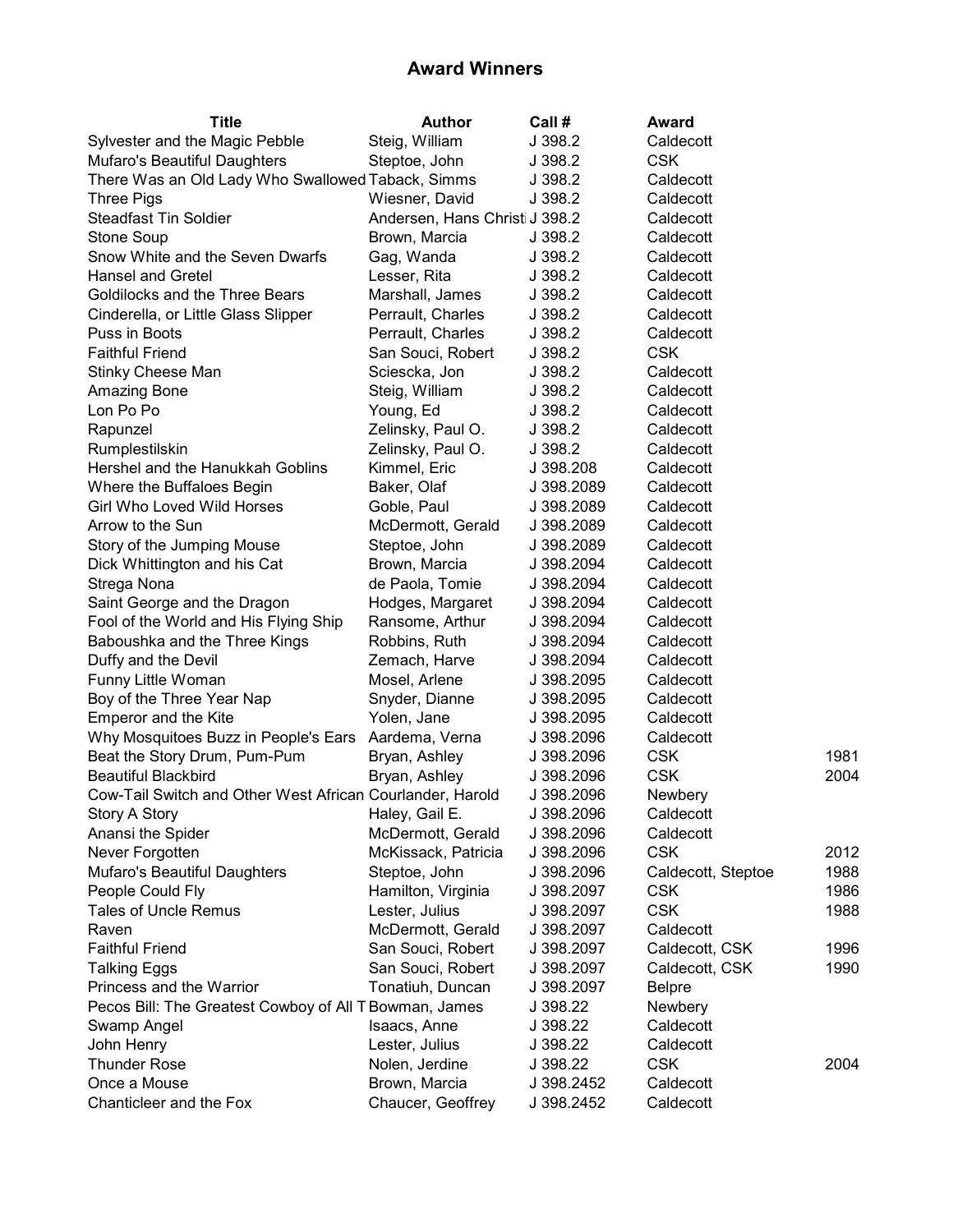# Award Winners

| Title | Author | Call # | Award | |
|---|---|---|---|---|
| Sylvester and the Magic Pebble | Steig, William | J 398.2 | Caldecott | |
| Mufaro's Beautiful Daughters | Steptoe, John | J 398.2 | CSK | |
| There Was an Old Lady Who Swallowed | Taback, Simms | J 398.2 | Caldecott | |
| Three Pigs | Wiesner, David | J 398.2 | Caldecott | |
| Steadfast Tin Soldier | Andersen, Hans Christi | J 398.2 | Caldecott | |
| Stone Soup | Brown, Marcia | J 398.2 | Caldecott | |
| Snow White and the Seven Dwarfs | Gag, Wanda | J 398.2 | Caldecott | |
| Hansel and Gretel | Lesser, Rita | J 398.2 | Caldecott | |
| Goldilocks and the Three Bears | Marshall, James | J 398.2 | Caldecott | |
| Cinderella, or Little Glass Slipper | Perrault, Charles | J 398.2 | Caldecott | |
| Puss in Boots | Perrault, Charles | J 398.2 | Caldecott | |
| Faithful Friend | San Souci, Robert | J 398.2 | CSK | |
| Stinky Cheese Man | Sciescka, Jon | J 398.2 | Caldecott | |
| Amazing Bone | Steig, William | J 398.2 | Caldecott | |
| Lon Po Po | Young, Ed | J 398.2 | Caldecott | |
| Rapunzel | Zelinsky, Paul O. | J 398.2 | Caldecott | |
| Rumplestilskin | Zelinsky, Paul O. | J 398.2 | Caldecott | |
| Hershel and the Hanukkah Goblins | Kimmel, Eric | J 398.208 | Caldecott | |
| Where the Buffaloes Begin | Baker, Olaf | J 398.2089 | Caldecott | |
| Girl Who Loved Wild Horses | Goble, Paul | J 398.2089 | Caldecott | |
| Arrow to the Sun | McDermott, Gerald | J 398.2089 | Caldecott | |
| Story of the Jumping Mouse | Steptoe, John | J 398.2089 | Caldecott | |
| Dick Whittington and his Cat | Brown, Marcia | J 398.2094 | Caldecott | |
| Strega Nona | de Paola, Tomie | J 398.2094 | Caldecott | |
| Saint George and the Dragon | Hodges, Margaret | J 398.2094 | Caldecott | |
| Fool of the World and His Flying Ship | Ransome, Arthur | J 398.2094 | Caldecott | |
| Baboushka and the Three Kings | Robbins, Ruth | J 398.2094 | Caldecott | |
| Duffy and the Devil | Zemach, Harve | J 398.2094 | Caldecott | |
| Funny Little Woman | Mosel, Arlene | J 398.2095 | Caldecott | |
| Boy of the Three Year Nap | Snyder, Dianne | J 398.2095 | Caldecott | |
| Emperor and the Kite | Yolen, Jane | J 398.2095 | Caldecott | |
| Why Mosquitoes Buzz in People's Ears | Aardema, Verna | J 398.2096 | Caldecott | |
| Beat the Story Drum, Pum-Pum | Bryan, Ashley | J 398.2096 | CSK | 1981 |
| Beautiful Blackbird | Bryan, Ashley | J 398.2096 | CSK | 2004 |
| Cow-Tail Switch and Other West African | Courlander, Harold | J 398.2096 | Newbery | |
| Story A Story | Haley, Gail E. | J 398.2096 | Caldecott | |
| Anansi the Spider | McDermott, Gerald | J 398.2096 | Caldecott | |
| Never Forgotten | McKissack, Patricia | J 398.2096 | CSK | 2012 |
| Mufaro's Beautiful Daughters | Steptoe, John | J 398.2096 | Caldecott, Steptoe | 1988 |
| People Could Fly | Hamilton, Virginia | J 398.2097 | CSK | 1986 |
| Tales of Uncle Remus | Lester, Julius | J 398.2097 | CSK | 1988 |
| Raven | McDermott, Gerald | J 398.2097 | Caldecott | |
| Faithful Friend | San Souci, Robert | J 398.2097 | Caldecott, CSK | 1996 |
| Talking Eggs | San Souci, Robert | J 398.2097 | Caldecott, CSK | 1990 |
| Princess and the Warrior | Tonatiuh, Duncan | J 398.2097 | Belpre | |
| Pecos Bill: The Greatest Cowboy of All T | Bowman, James | J 398.22 | Newbery | |
| Swamp Angel | Isaacs, Anne | J 398.22 | Caldecott | |
| John Henry | Lester, Julius | J 398.22 | Caldecott | |
| Thunder Rose | Nolen, Jerdine | J 398.22 | CSK | 2004 |
| Once a Mouse | Brown, Marcia | J 398.2452 | Caldecott | |
| Chanticleer and the Fox | Chaucer, Geoffrey | J 398.2452 | Caldecott | |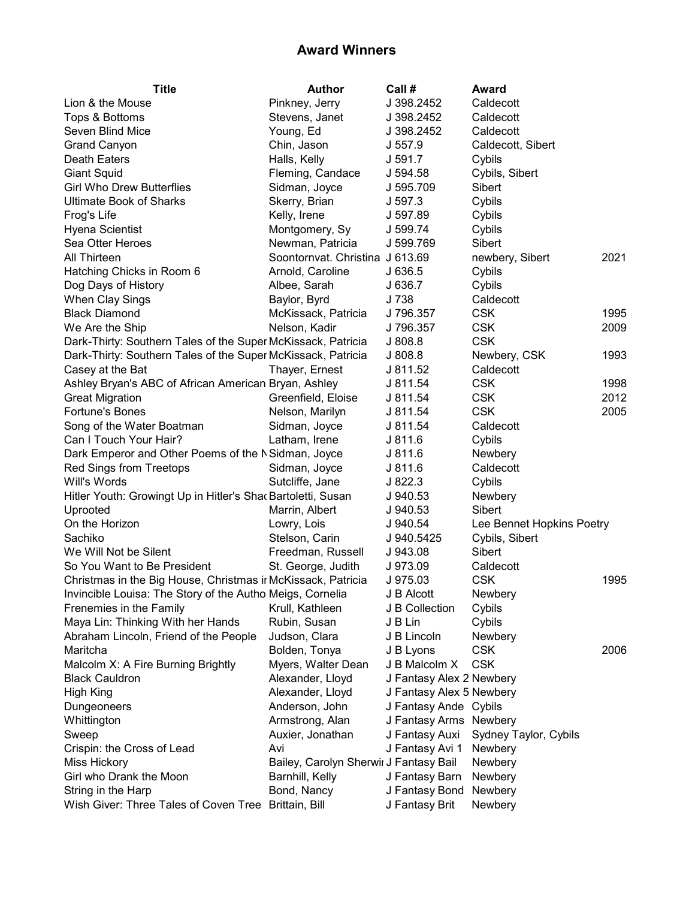# Award Winners

| Title | Author | Call # | Award | |
|---|---|---|---|---|
| Lion & the Mouse | Pinkney, Jerry | J 398.2452 | Caldecott | |
| Tops & Bottoms | Stevens, Janet | J 398.2452 | Caldecott | |
| Seven Blind Mice | Young, Ed | J 398.2452 | Caldecott | |
| Grand Canyon | Chin, Jason | J 557.9 | Caldecott, Sibert | |
| Death Eaters | Halls, Kelly | J 591.7 | Cybils | |
| Giant Squid | Fleming, Candace | J 594.58 | Cybils, Sibert | |
| Girl Who Drew Butterflies | Sidman, Joyce | J 595.709 | Sibert | |
| Ultimate Book of Sharks | Skerry, Brian | J 597.3 | Cybils | |
| Frog's Life | Kelly, Irene | J 597.89 | Cybils | |
| Hyena Scientist | Montgomery, Sy | J 599.74 | Cybils | |
| Sea Otter Heroes | Newman, Patricia | J 599.769 | Sibert | |
| All Thirteen | Soontornvat. Christina | J 613.69 | newbery, Sibert | 2021 |
| Hatching Chicks in Room 6 | Arnold, Caroline | J 636.5 | Cybils | |
| Dog Days of History | Albee, Sarah | J 636.7 | Cybils | |
| When Clay Sings | Baylor, Byrd | J 738 | Caldecott | |
| Black Diamond | McKissack, Patricia | J 796.357 | CSK | 1995 |
| We Are the Ship | Nelson, Kadir | J 796.357 | CSK | 2009 |
| Dark-Thirty: Southern Tales of the Super | McKissack, Patricia | J 808.8 | CSK | |
| Dark-Thirty: Southern Tales of the Super | McKissack, Patricia | J 808.8 | Newbery, CSK | 1993 |
| Casey at the Bat | Thayer, Ernest | J 811.52 | Caldecott | |
| Ashley Bryan's ABC of African American | Bryan, Ashley | J 811.54 | CSK | 1998 |
| Great Migration | Greenfield, Eloise | J 811.54 | CSK | 2012 |
| Fortune's Bones | Nelson, Marilyn | J 811.54 | CSK | 2005 |
| Song of the Water Boatman | Sidman, Joyce | J 811.54 | Caldecott | |
| Can I Touch Your Hair? | Latham, Irene | J 811.6 | Cybils | |
| Dark Emperor and Other Poems of the N | Sidman, Joyce | J 811.6 | Newbery | |
| Red Sings from Treetops | Sidman, Joyce | J 811.6 | Caldecott | |
| Will's Words | Sutcliffe, Jane | J 822.3 | Cybils | |
| Hitler Youth: Growingt Up in Hitler's Sha | Bartoletti, Susan | J 940.53 | Newbery | |
| Uprooted | Marrin, Albert | J 940.53 | Sibert | |
| On the Horizon | Lowry, Lois | J 940.54 | Lee Bennet Hopkins Poetry | |
| Sachiko | Stelson, Carin | J 940.5425 | Cybils, Sibert | |
| We Will Not be Silent | Freedman, Russell | J 943.08 | Sibert | |
| So You Want to Be President | St. George, Judith | J 973.09 | Caldecott | |
| Christmas in the Big House, Christmas in | McKissack, Patricia | J 975.03 | CSK | 1995 |
| Invincible Louisa: The Story of the Autho | Meigs, Cornelia | J B Alcott | Newbery | |
| Frenemies in the Family | Krull, Kathleen | J B Collection | Cybils | |
| Maya Lin: Thinking With her Hands | Rubin, Susan | J B Lin | Cybils | |
| Abraham Lincoln, Friend of the People | Judson, Clara | J B Lincoln | Newbery | |
| Maritcha | Bolden, Tonya | J B Lyons | CSK | 2006 |
| Malcolm X: A Fire Burning Brightly | Myers, Walter Dean | J B Malcolm X | CSK | |
| Black Cauldron | Alexander, Lloyd | J Fantasy Alex 2 | Newbery | |
| High King | Alexander, Lloyd | J Fantasy Alex 5 | Newbery | |
| Dungeoneers | Anderson, John | J Fantasy Ande | Cybils | |
| Whittington | Armstrong, Alan | J Fantasy Arms | Newbery | |
| Sweep | Auxier, Jonathan | J Fantasy Auxi | Sydney Taylor, Cybils | |
| Crispin: the Cross of Lead | Avi | J Fantasy Avi 1 | Newbery | |
| Miss Hickory | Bailey, Carolyn Sherwi | J Fantasy Bail | Newbery | |
| Girl who Drank the Moon | Barnhill, Kelly | J Fantasy Barn | Newbery | |
| String in the Harp | Bond, Nancy | J Fantasy Bond | Newbery | |
| Wish Giver: Three Tales of Coven Tree | Brittain, Bill | J Fantasy Brit | Newbery | |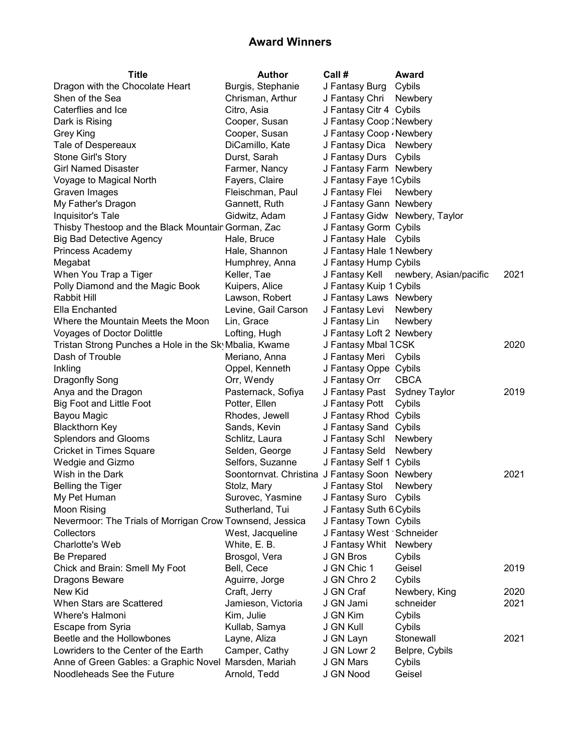## Award Winners

| Title | Author | Call # | Award | |
|---|---|---|---|---|
| Dragon with the Chocolate Heart | Burgis, Stephanie | J Fantasy Burg | Cybils | |
| Shen of the Sea | Chrisman, Arthur | J Fantasy Chri | Newbery | |
| Caterflies and Ice | Citro, Asia | J Fantasy Citr 4 | Cybils | |
| Dark is Rising | Cooper, Susan | J Fantasy Coop 2 | Newbery | |
| Grey King | Cooper, Susan | J Fantasy Coop 4 | Newbery | |
| Tale of Despereaux | DiCamillo, Kate | J Fantasy Dica | Newbery | |
| Stone Girl's Story | Durst, Sarah | J Fantasy Durs | Cybils | |
| Girl Named Disaster | Farmer, Nancy | J Fantasy Farm | Newbery | |
| Voyage to Magical North | Fayers, Claire | J Fantasy Faye 1 | Cybils | |
| Graven Images | Fleischman, Paul | J Fantasy Flei | Newbery | |
| My Father's Dragon | Gannett, Ruth | J Fantasy Gann | Newbery | |
| Inquisitor's Tale | Gidwitz, Adam | J Fantasy Gidw | Newbery, Taylor | |
| Thisby Thestoop and the Black Mountain | Gorman, Zac | J Fantasy Gorm | Cybils | |
| Big Bad Detective Agency | Hale, Bruce | J Fantasy Hale | Cybils | |
| Princess Academy | Hale, Shannon | J Fantasy Hale 1 | Newbery | |
| Megabat | Humphrey, Anna | J Fantasy Hump | Cybils | |
| When You Trap a Tiger | Keller, Tae | J Fantasy Kell | newbery, Asian/pacific | 2021 |
| Polly Diamond and the Magic Book | Kuipers, Alice | J Fantasy Kuip 1 | Cybils | |
| Rabbit Hill | Lawson, Robert | J Fantasy Laws | Newbery | |
| Ella Enchanted | Levine, Gail Carson | J Fantasy Levi | Newbery | |
| Where the Mountain Meets the Moon | Lin, Grace | J Fantasy Lin | Newbery | |
| Voyages of Doctor Dolittle | Lofting, Hugh | J Fantasy Loft 2 | Newbery | |
| Tristan Strong Punches a Hole in the Sky | Mbalia, Kwame | J Fantasy Mbal 1 | CSK | 2020 |
| Dash of Trouble | Meriano, Anna | J Fantasy Meri | Cybils | |
| Inkling | Oppel, Kenneth | J Fantasy Oppe | Cybils | |
| Dragonfly Song | Orr, Wendy | J Fantasy Orr | CBCA | |
| Anya and the Dragon | Pasternack, Sofiya | J Fantasy Past | Sydney Taylor | 2019 |
| Big Foot and Little Foot | Potter, Ellen | J Fantasy Pott | Cybils | |
| Bayou Magic | Rhodes, Jewell | J Fantasy Rhod | Cybils | |
| Blackthorn Key | Sands, Kevin | J Fantasy Sand | Cybils | |
| Splendors and Glooms | Schlitz, Laura | J Fantasy Schl | Newbery | |
| Cricket in Times Square | Selden, George | J Fantasy Seld | Newbery | |
| Wedgie and Gizmo | Selfors, Suzanne | J Fantasy Self 1 | Cybils | |
| Wish in the Dark | Soontornvat. Christina | J Fantasy Soon | Newbery | 2021 |
| Belling the Tiger | Stolz, Mary | J Fantasy Stol | Newbery | |
| My Pet Human | Surovec, Yasmine | J Fantasy Suro | Cybils | |
| Moon Rising | Sutherland, Tui | J Fantasy Suth 6 | Cybils | |
| Nevermoor: The Trials of Morrigan Crow | Townsend, Jessica | J Fantasy Town | Cybils | |
| Collectors | West, Jacqueline | J Fantasy West | Schneider | |
| Charlotte's Web | White, E. B. | J Fantasy Whit | Newbery | |
| Be Prepared | Brosgol, Vera | J GN Bros | Cybils | |
| Chick and Brain: Smell My Foot | Bell, Cece | J GN Chic 1 | Geisel | 2019 |
| Dragons Beware | Aguirre, Jorge | J GN Chro 2 | Cybils | |
| New Kid | Craft, Jerry | J GN Craf | Newbery, King | 2020 |
| When Stars are Scattered | Jamieson, Victoria | J GN Jami | schneider | 2021 |
| Where's Halmoni | Kim, Julie | J GN Kim | Cybils | |
| Escape from Syria | Kullab, Samya | J GN Kull | Cybils | |
| Beetle and the Hollowbones | Layne, Aliza | J GN Layn | Stonewall | 2021 |
| Lowriders to the Center of the Earth | Camper, Cathy | J GN Lowr 2 | Belpre, Cybils | |
| Anne of Green Gables: a Graphic Novel | Marsden, Mariah | J GN Mars | Cybils | |
| Noodleheads See the Future | Arnold, Tedd | J GN Nood | Geisel | |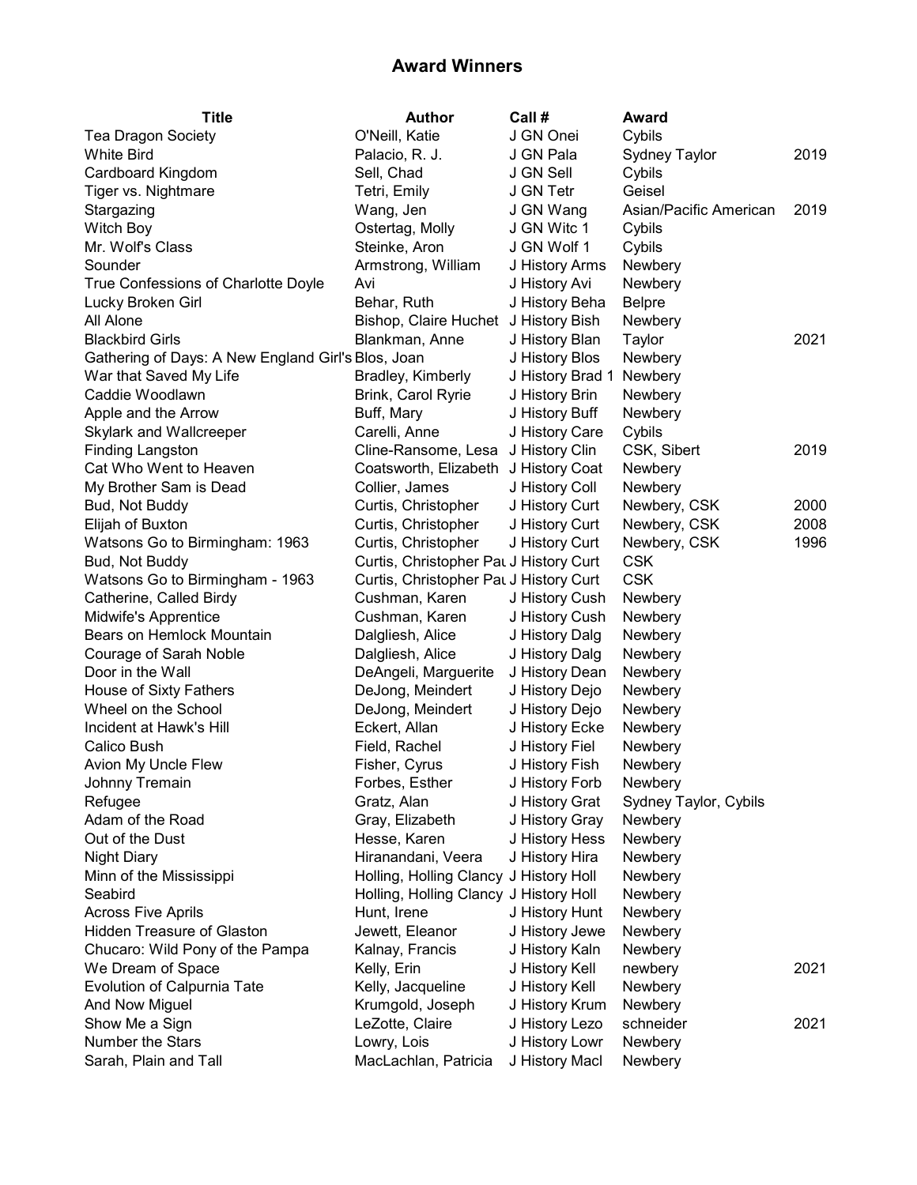# Award Winners

| Title | Author | Call # | Award | |
|---|---|---|---|---|
| Tea Dragon Society | O'Neill, Katie | J GN Onei | Cybils | |
| White Bird | Palacio, R. J. | J GN Pala | Sydney Taylor | 2019 |
| Cardboard Kingdom | Sell, Chad | J GN Sell | Cybils | |
| Tiger vs. Nightmare | Tetri, Emily | J GN Tetr | Geisel | |
| Stargazing | Wang, Jen | J GN Wang | Asian/Pacific American | 2019 |
| Witch Boy | Ostertag, Molly | J GN Witc 1 | Cybils | |
| Mr. Wolf's Class | Steinke, Aron | J GN Wolf 1 | Cybils | |
| Sounder | Armstrong, William | J History Arms | Newbery | |
| True Confessions of Charlotte Doyle | Avi | J History Avi | Newbery | |
| Lucky Broken Girl | Behar, Ruth | J History Beha | Belpre | |
| All Alone | Bishop, Claire Huchet | J History Bish | Newbery | |
| Blackbird Girls | Blankman, Anne | J History Blan | Taylor | 2021 |
| Gathering of Days: A New England Girl's | Blos, Joan | J History Blos | Newbery | |
| War that Saved My Life | Bradley, Kimberly | J History Brad 1 | Newbery | |
| Caddie Woodlawn | Brink, Carol Ryrie | J History Brin | Newbery | |
| Apple and the Arrow | Buff, Mary | J History Buff | Newbery | |
| Skylark and Wallcreeper | Carelli, Anne | J History Care | Cybils | |
| Finding Langston | Cline-Ransome, Lesa | J History Clin | CSK, Sibert | 2019 |
| Cat Who Went to Heaven | Coatsworth, Elizabeth | J History Coat | Newbery | |
| My Brother Sam is Dead | Collier, James | J History Coll | Newbery | |
| Bud, Not Buddy | Curtis, Christopher | J History Curt | Newbery, CSK | 2000 |
| Elijah of Buxton | Curtis, Christopher | J History Curt | Newbery, CSK | 2008 |
| Watsons Go to Birmingham: 1963 | Curtis, Christopher | J History Curt | Newbery, CSK | 1996 |
| Bud, Not Buddy | Curtis, Christopher Pau | J History Curt | CSK | |
| Watsons Go to Birmingham - 1963 | Curtis, Christopher Pau | J History Curt | CSK | |
| Catherine, Called Birdy | Cushman, Karen | J History Cush | Newbery | |
| Midwife's Apprentice | Cushman, Karen | J History Cush | Newbery | |
| Bears on Hemlock Mountain | Dalgliesh, Alice | J History Dalg | Newbery | |
| Courage of Sarah Noble | Dalgliesh, Alice | J History Dalg | Newbery | |
| Door in the Wall | DeAngeli, Marguerite | J History Dean | Newbery | |
| House of Sixty Fathers | DeJong, Meindert | J History Dejo | Newbery | |
| Wheel on the School | DeJong, Meindert | J History Dejo | Newbery | |
| Incident at Hawk's Hill | Eckert, Allan | J History Ecke | Newbery | |
| Calico Bush | Field, Rachel | J History Fiel | Newbery | |
| Avion My Uncle Flew | Fisher, Cyrus | J History Fish | Newbery | |
| Johnny Tremain | Forbes, Esther | J History Forb | Newbery | |
| Refugee | Gratz, Alan | J History Grat | Sydney Taylor, Cybils | |
| Adam of the Road | Gray, Elizabeth | J History Gray | Newbery | |
| Out of the Dust | Hesse, Karen | J History Hess | Newbery | |
| Night Diary | Hiranandani, Veera | J History Hira | Newbery | |
| Minn of the Mississippi | Holling, Holling Clancy | J History Holl | Newbery | |
| Seabird | Holling, Holling Clancy | J History Holl | Newbery | |
| Across Five Aprils | Hunt, Irene | J History Hunt | Newbery | |
| Hidden Treasure of Glaston | Jewett, Eleanor | J History Jewe | Newbery | |
| Chucaro: Wild Pony of the Pampa | Kalnay, Francis | J History Kaln | Newbery | |
| We Dream of Space | Kelly, Erin | J History Kell | newbery | 2021 |
| Evolution of Calpurnia Tate | Kelly, Jacqueline | J History Kell | Newbery | |
| And Now Miguel | Krumgold, Joseph | J History Krum | Newbery | |
| Show Me a Sign | LeZotte, Claire | J History Lezo | schneider | 2021 |
| Number the Stars | Lowry, Lois | J History Lowr | Newbery | |
| Sarah, Plain and Tall | MacLachlan, Patricia | J History Macl | Newbery | |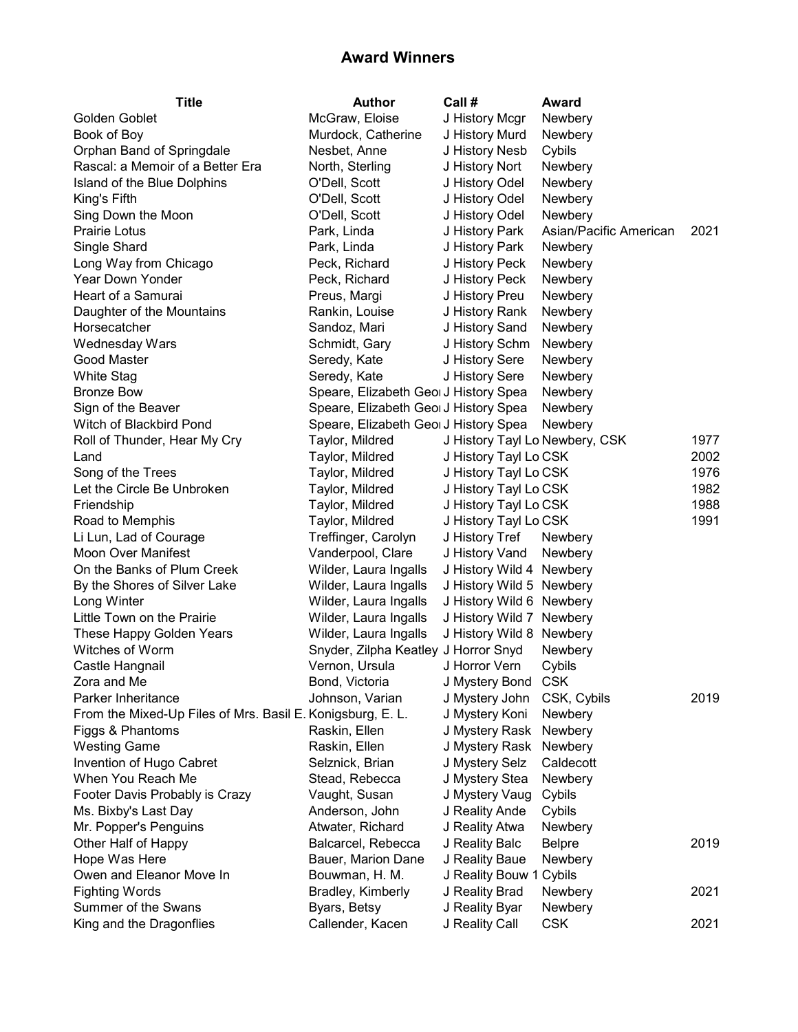## Award Winners

| Title | Author | Call # | Award | |
|---|---|---|---|---|
| Golden Goblet | McGraw, Eloise | J History Mcgr | Newbery | |
| Book of Boy | Murdock, Catherine | J History Murd | Newbery | |
| Orphan Band of Springdale | Nesbet, Anne | J History Nesb | Cybils | |
| Rascal: a Memoir of a Better Era | North, Sterling | J History Nort | Newbery | |
| Island of the Blue Dolphins | O'Dell, Scott | J History Odel | Newbery | |
| King's Fifth | O'Dell, Scott | J History Odel | Newbery | |
| Sing Down the Moon | O'Dell, Scott | J History Odel | Newbery | |
| Prairie Lotus | Park, Linda | J History Park | Asian/Pacific American | 2021 |
| Single Shard | Park, Linda | J History Park | Newbery | |
| Long Way from Chicago | Peck, Richard | J History Peck | Newbery | |
| Year Down Yonder | Peck, Richard | J History Peck | Newbery | |
| Heart of a Samurai | Preus, Margi | J History Preu | Newbery | |
| Daughter of the Mountains | Rankin, Louise | J History Rank | Newbery | |
| Horsecatcher | Sandoz, Mari | J History Sand | Newbery | |
| Wednesday Wars | Schmidt, Gary | J History Schm | Newbery | |
| Good Master | Seredy, Kate | J History Sere | Newbery | |
| White Stag | Seredy, Kate | J History Sere | Newbery | |
| Bronze Bow | Speare, Elizabeth Geo | J History Spea | Newbery | |
| Sign of the Beaver | Speare, Elizabeth Geo | J History Spea | Newbery | |
| Witch of Blackbird Pond | Speare, Elizabeth Geo | J History Spea | Newbery | |
| Roll of Thunder, Hear My Cry | Taylor, Mildred | J History Tayl Lo | Newbery, CSK | 1977 |
| Land | Taylor, Mildred | J History Tayl Lo | CSK | 2002 |
| Song of the Trees | Taylor, Mildred | J History Tayl Lo | CSK | 1976 |
| Let the Circle Be Unbroken | Taylor, Mildred | J History Tayl Lo | CSK | 1982 |
| Friendship | Taylor, Mildred | J History Tayl Lo | CSK | 1988 |
| Road to Memphis | Taylor, Mildred | J History Tayl Lo | CSK | 1991 |
| Li Lun, Lad of Courage | Treffinger, Carolyn | J History Tref | Newbery | |
| Moon Over Manifest | Vanderpool, Clare | J History Vand | Newbery | |
| On the Banks of Plum Creek | Wilder, Laura Ingalls | J History Wild 4 | Newbery | |
| By the Shores of Silver Lake | Wilder, Laura Ingalls | J History Wild 5 | Newbery | |
| Long Winter | Wilder, Laura Ingalls | J History Wild 6 | Newbery | |
| Little Town on the Prairie | Wilder, Laura Ingalls | J History Wild 7 | Newbery | |
| These Happy Golden Years | Wilder, Laura Ingalls | J History Wild 8 | Newbery | |
| Witches of Worm | Snyder, Zilpha Keatley | J Horror Snyd | Newbery | |
| Castle Hangnail | Vernon, Ursula | J Horror Vern | Cybils | |
| Zora and Me | Bond, Victoria | J Mystery Bond | CSK | |
| Parker Inheritance | Johnson, Varian | J Mystery John | CSK, Cybils | 2019 |
| From the Mixed-Up Files of Mrs. Basil E. | Konigsburg, E. L. | J Mystery Koni | Newbery | |
| Figgs & Phantoms | Raskin, Ellen | J Mystery Rask | Newbery | |
| Westing Game | Raskin, Ellen | J Mystery Rask | Newbery | |
| Invention of Hugo Cabret | Selznick, Brian | J Mystery Selz | Caldecott | |
| When You Reach Me | Stead, Rebecca | J Mystery Stea | Newbery | |
| Footer Davis Probably is Crazy | Vaught, Susan | J Mystery Vaug | Cybils | |
| Ms. Bixby's Last Day | Anderson, John | J Reality Ande | Cybils | |
| Mr. Popper's Penguins | Atwater, Richard | J Reality Atwa | Newbery | |
| Other Half of Happy | Balcarcel, Rebecca | J Reality Balc | Belpre | 2019 |
| Hope Was Here | Bauer, Marion Dane | J Reality Baue | Newbery | |
| Owen and Eleanor Move In | Bouwman, H. M. | J Reality Bouw 1 | Cybils | |
| Fighting Words | Bradley, Kimberly | J Reality Brad | Newbery | 2021 |
| Summer of the Swans | Byars, Betsy | J Reality Byar | Newbery | |
| King and the Dragonflies | Callender, Kacen | J Reality Call | CSK | 2021 |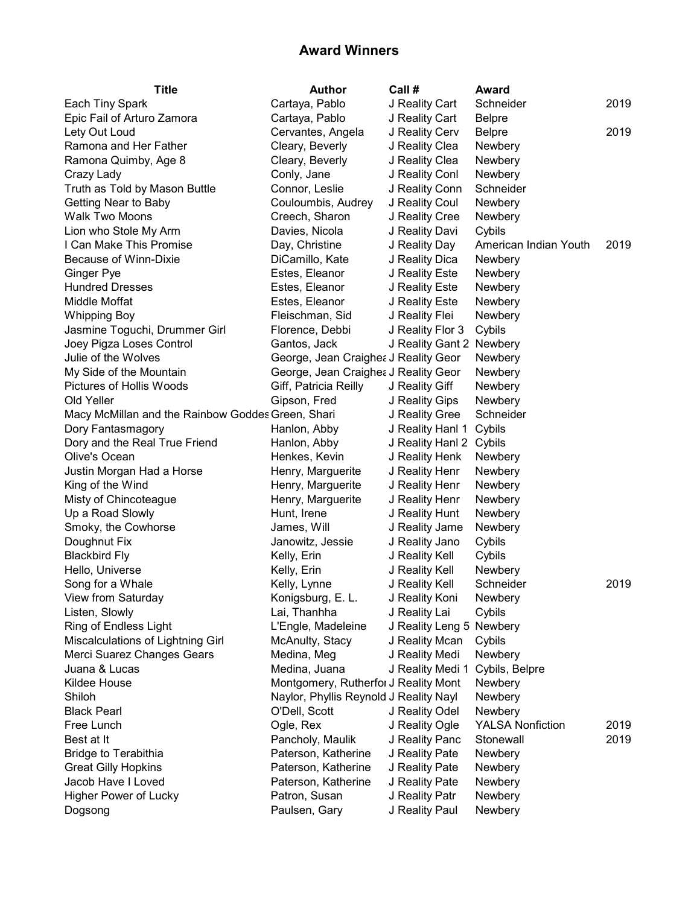## Award Winners

| Title | Author | Call # | Award | |
|---|---|---|---|---|
| Each Tiny Spark | Cartaya, Pablo | J Reality Cart | Schneider | 2019 |
| Epic Fail of Arturo Zamora | Cartaya, Pablo | J Reality Cart | Belpre | |
| Lety Out Loud | Cervantes, Angela | J Reality Cerv | Belpre | 2019 |
| Ramona and Her Father | Cleary, Beverly | J Reality Clea | Newbery | |
| Ramona Quimby, Age 8 | Cleary, Beverly | J Reality Clea | Newbery | |
| Crazy Lady | Conly, Jane | J Reality Conl | Newbery | |
| Truth as Told by Mason Buttle | Connor, Leslie | J Reality Conn | Schneider | |
| Getting Near to Baby | Couloumbis, Audrey | J Reality Coul | Newbery | |
| Walk Two Moons | Creech, Sharon | J Reality Cree | Newbery | |
| Lion who Stole My Arm | Davies, Nicola | J Reality Davi | Cybils | |
| I Can Make This Promise | Day, Christine | J Reality Day | American Indian Youth | 2019 |
| Because of Winn-Dixie | DiCamillo, Kate | J Reality Dica | Newbery | |
| Ginger Pye | Estes, Eleanor | J Reality Este | Newbery | |
| Hundred Dresses | Estes, Eleanor | J Reality Este | Newbery | |
| Middle Moffat | Estes, Eleanor | J Reality Este | Newbery | |
| Whipping Boy | Fleischman, Sid | J Reality Flei | Newbery | |
| Jasmine Toguchi, Drummer Girl | Florence, Debbi | J Reality Flor 3 | Cybils | |
| Joey Pigza Loses Control | Gantos, Jack | J Reality Gant 2 | Newbery | |
| Julie of the Wolves | George, Jean Craighea | J Reality Geor | Newbery | |
| My Side of the Mountain | George, Jean Craighea | J Reality Geor | Newbery | |
| Pictures of Hollis Woods | Giff, Patricia Reilly | J Reality Giff | Newbery | |
| Old Yeller | Gipson, Fred | J Reality Gips | Newbery | |
| Macy McMillan and the Rainbow Goddes | Green, Shari | J Reality Gree | Schneider | |
| Dory Fantasmagory | Hanlon, Abby | J Reality Hanl 1 | Cybils | |
| Dory and the Real True Friend | Hanlon, Abby | J Reality Hanl 2 | Cybils | |
| Olive's Ocean | Henkes, Kevin | J Reality Henk | Newbery | |
| Justin Morgan Had a Horse | Henry, Marguerite | J Reality Henr | Newbery | |
| King of the Wind | Henry, Marguerite | J Reality Henr | Newbery | |
| Misty of Chincoteague | Henry, Marguerite | J Reality Henr | Newbery | |
| Up a Road Slowly | Hunt, Irene | J Reality Hunt | Newbery | |
| Smoky, the Cowhorse | James, Will | J Reality Jame | Newbery | |
| Doughnut Fix | Janowitz, Jessie | J Reality Jano | Cybils | |
| Blackbird Fly | Kelly, Erin | J Reality Kell | Cybils | |
| Hello, Universe | Kelly, Erin | J Reality Kell | Newbery | |
| Song for a Whale | Kelly, Lynne | J Reality Kell | Schneider | 2019 |
| View from Saturday | Konigsburg, E. L. | J Reality Koni | Newbery | |
| Listen, Slowly | Lai, Thanhha | J Reality Lai | Cybils | |
| Ring of Endless Light | L'Engle, Madeleine | J Reality Leng 5 | Newbery | |
| Miscalculations of Lightning Girl | McAnulty, Stacy | J Reality Mcan | Cybils | |
| Merci Suarez Changes Gears | Medina, Meg | J Reality Medi | Newbery | |
| Juana & Lucas | Medina, Juana | J Reality Medi 1 | Cybils, Belpre | |
| Kildee House | Montgomery, Rutherfor | J Reality Mont | Newbery | |
| Shiloh | Naylor, Phyllis Reynold | J Reality Nayl | Newbery | |
| Black Pearl | O'Dell, Scott | J Reality Odel | Newbery | |
| Free Lunch | Ogle, Rex | J Reality Ogle | YALSA Nonfiction | 2019 |
| Best at It | Pancholy, Maulik | J Reality Panc | Stonewall | 2019 |
| Bridge to Terabithia | Paterson, Katherine | J Reality Pate | Newbery | |
| Great Gilly Hopkins | Paterson, Katherine | J Reality Pate | Newbery | |
| Jacob Have I Loved | Paterson, Katherine | J Reality Pate | Newbery | |
| Higher Power of Lucky | Patron, Susan | J Reality Patr | Newbery | |
| Dogsong | Paulsen, Gary | J Reality Paul | Newbery | |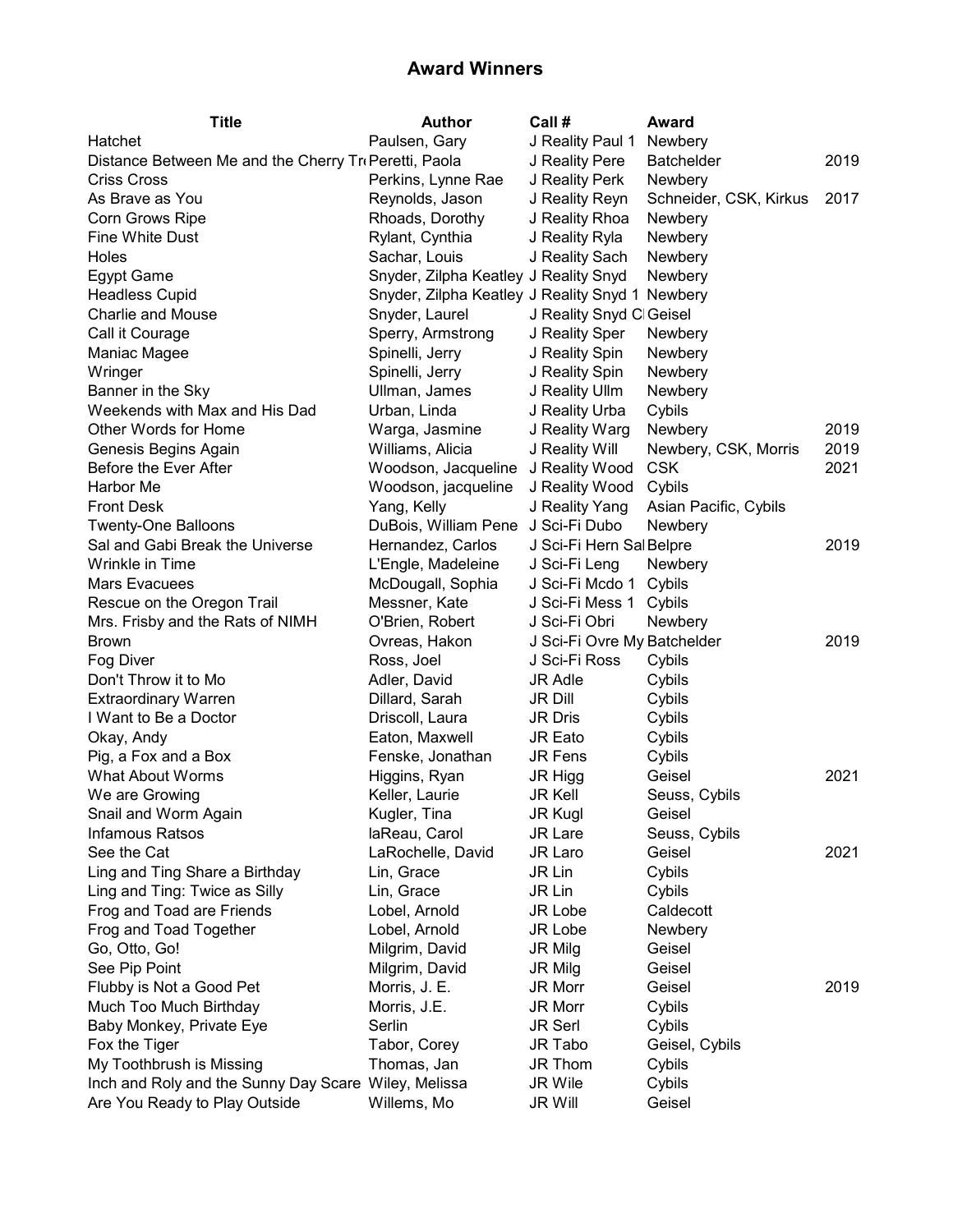# Award Winners

| Title | Author | Call # | Award | |
|---|---|---|---|---|
| Hatchet | Paulsen, Gary | J Reality Paul 1 | Newbery | |
| Distance Between Me and the Cherry Tr | Peretti, Paola | J Reality Pere | Batchelder | 2019 |
| Criss Cross | Perkins, Lynne Rae | J Reality Perk | Newbery | |
| As Brave as You | Reynolds, Jason | J Reality Reyn | Schneider, CSK, Kirkus | 2017 |
| Corn Grows Ripe | Rhoads, Dorothy | J Reality Rhoa | Newbery | |
| Fine White Dust | Rylant, Cynthia | J Reality Ryla | Newbery | |
| Holes | Sachar, Louis | J Reality Sach | Newbery | |
| Egypt Game | Snyder, Zilpha Keatley | J Reality Snyd | Newbery | |
| Headless Cupid | Snyder, Zilpha Keatley | J Reality Snyd 1 | Newbery | |
| Charlie and Mouse | Snyder, Laurel | J Reality Snyd C | Geisel | |
| Call it Courage | Sperry, Armstrong | J Reality Sper | Newbery | |
| Maniac Magee | Spinelli, Jerry | J Reality Spin | Newbery | |
| Wringer | Spinelli, Jerry | J Reality Spin | Newbery | |
| Banner in the Sky | Ullman, James | J Reality Ullm | Newbery | |
| Weekends with Max and His Dad | Urban, Linda | J Reality Urba | Cybils | |
| Other Words for Home | Warga, Jasmine | J Reality Warg | Newbery | 2019 |
| Genesis Begins Again | Williams, Alicia | J Reality Will | Newbery, CSK, Morris | 2019 |
| Before the Ever After | Woodson, Jacqueline | J Reality Wood | CSK | 2021 |
| Harbor Me | Woodson, jacqueline | J Reality Wood | Cybils | |
| Front Desk | Yang, Kelly | J Reality Yang | Asian Pacific, Cybils | |
| Twenty-One Balloons | DuBois, William Pene | J Sci-Fi Dubo | Newbery | |
| Sal and Gabi Break the Universe | Hernandez, Carlos | J Sci-Fi Hern Sal | Belpre | 2019 |
| Wrinkle in Time | L'Engle, Madeleine | J Sci-Fi Leng | Newbery | |
| Mars Evacuees | McDougall, Sophia | J Sci-Fi Mcdo 1 | Cybils | |
| Rescue on the Oregon Trail | Messner, Kate | J Sci-Fi Mess 1 | Cybils | |
| Mrs. Frisby and the Rats of NIMH | O'Brien, Robert | J Sci-Fi Obri | Newbery | |
| Brown | Ovreas, Hakon | J Sci-Fi Ovre My | Batchelder | 2019 |
| Fog Diver | Ross, Joel | J Sci-Fi Ross | Cybils | |
| Don't Throw it to Mo | Adler, David | JR Adle | Cybils | |
| Extraordinary Warren | Dillard, Sarah | JR Dill | Cybils | |
| I Want to Be a Doctor | Driscoll, Laura | JR Dris | Cybils | |
| Okay, Andy | Eaton, Maxwell | JR Eato | Cybils | |
| Pig, a Fox and a Box | Fenske, Jonathan | JR Fens | Cybils | |
| What About Worms | Higgins, Ryan | JR Higg | Geisel | 2021 |
| We are Growing | Keller, Laurie | JR Kell | Seuss, Cybils | |
| Snail and Worm Again | Kugler, Tina | JR Kugl | Geisel | |
| Infamous Ratsos | laReau, Carol | JR Lare | Seuss, Cybils | |
| See the Cat | LaRochelle, David | JR Laro | Geisel | 2021 |
| Ling and Ting Share a Birthday | Lin, Grace | JR Lin | Cybils | |
| Ling and Ting: Twice as Silly | Lin, Grace | JR Lin | Cybils | |
| Frog and Toad are Friends | Lobel, Arnold | JR Lobe | Caldecott | |
| Frog and Toad Together | Lobel, Arnold | JR Lobe | Newbery | |
| Go, Otto, Go! | Milgrim, David | JR Milg | Geisel | |
| See Pip Point | Milgrim, David | JR Milg | Geisel | |
| Flubby is Not a Good Pet | Morris, J. E. | JR Morr | Geisel | 2019 |
| Much Too Much Birthday | Morris, J.E. | JR Morr | Cybils | |
| Baby Monkey, Private Eye | Serlin | JR Serl | Cybils | |
| Fox the Tiger | Tabor, Corey | JR Tabo | Geisel, Cybils | |
| My Toothbrush is Missing | Thomas, Jan | JR Thom | Cybils | |
| Inch and Roly and the Sunny Day Scare | Wiley, Melissa | JR Wile | Cybils | |
| Are You Ready to Play Outside | Willems, Mo | JR Will | Geisel | |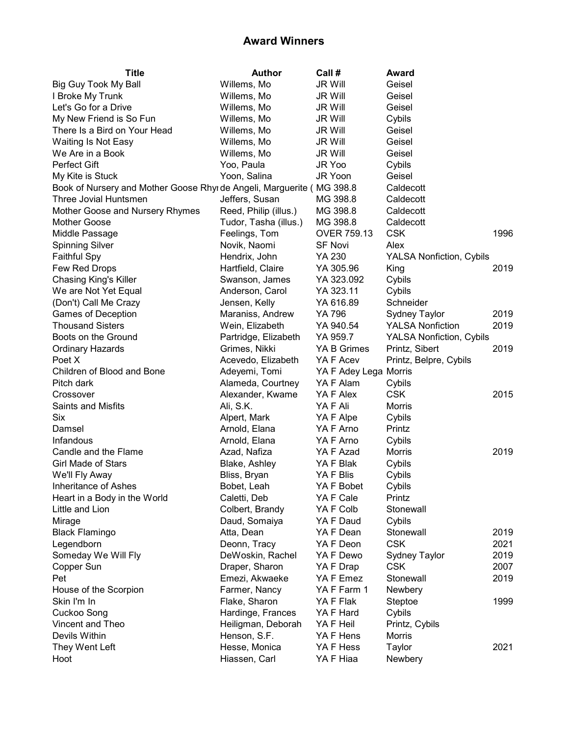## Award Winners

| Title | Author | Call # | Award | |
|---|---|---|---|---|
| Big Guy Took My Ball | Willems, Mo | JR Will | Geisel | |
| I Broke My Trunk | Willems, Mo | JR Will | Geisel | |
| Let's Go for a Drive | Willems, Mo | JR Will | Geisel | |
| My New Friend is So Fun | Willems, Mo | JR Will | Cybils | |
| There Is a Bird on Your Head | Willems, Mo | JR Will | Geisel | |
| Waiting Is Not Easy | Willems, Mo | JR Will | Geisel | |
| We Are in a Book | Willems, Mo | JR Will | Geisel | |
| Perfect Gift | Yoo, Paula | JR Yoo | Cybils | |
| My Kite is Stuck | Yoon, Salina | JR Yoon | Geisel | |
| Book of Nursery and Mother Goose Rhy | de Angeli, Marguerite ( | MG 398.8 | Caldecott | |
| Three Jovial Huntsmen | Jeffers, Susan | MG 398.8 | Caldecott | |
| Mother Goose and Nursery Rhymes | Reed, Philip (illus.) | MG 398.8 | Caldecott | |
| Mother Goose | Tudor, Tasha (illus.) | MG 398.8 | Caldecott | |
| Middle Passage | Feelings, Tom | OVER 759.13 | CSK | 1996 |
| Spinning Silver | Novik, Naomi | SF Novi | Alex | |
| Faithful Spy | Hendrix, John | YA 230 | YALSA Nonfiction, Cybils | |
| Few Red Drops | Hartfield, Claire | YA 305.96 | King | 2019 |
| Chasing King's Killer | Swanson, James | YA 323.092 | Cybils | |
| We are Not Yet Equal | Anderson, Carol | YA 323.11 | Cybils | |
| (Don't) Call Me Crazy | Jensen, Kelly | YA 616.89 | Schneider | |
| Games of Deception | Maraniss, Andrew | YA 796 | Sydney Taylor | 2019 |
| Thousand Sisters | Wein, Elizabeth | YA 940.54 | YALSA Nonfiction | 2019 |
| Boots on the Ground | Partridge, Elizabeth | YA 959.7 | YALSA Nonfiction, Cybils | |
| Ordinary Hazards | Grimes, Nikki | YA B Grimes | Printz, Sibert | 2019 |
| Poet X | Acevedo, Elizabeth | YA F Acev | Printz, Belpre, Cybils | |
| Children of Blood and Bone | Adeyemi, Tomi | YA F Adey Lega | Morris | |
| Pitch dark | Alameda, Courtney | YA F Alam | Cybils | |
| Crossover | Alexander, Kwame | YA F Alex | CSK | 2015 |
| Saints and Misfits | Ali, S.K. | YA F Ali | Morris | |
| Six | Alpert, Mark | YA F Alpe | Cybils | |
| Damsel | Arnold, Elana | YA F Arno | Printz | |
| Infandous | Arnold, Elana | YA F Arno | Cybils | |
| Candle and the Flame | Azad, Nafiza | YA F Azad | Morris | 2019 |
| Girl Made of Stars | Blake, Ashley | YA F Blak | Cybils | |
| We'll Fly Away | Bliss, Bryan | YA F Blis | Cybils | |
| Inheritance of Ashes | Bobet, Leah | YA F Bobet | Cybils | |
| Heart in a Body in the World | Caletti, Deb | YA F Cale | Printz | |
| Little and Lion | Colbert, Brandy | YA F Colb | Stonewall | |
| Mirage | Daud, Somaiya | YA F Daud | Cybils | |
| Black Flamingo | Atta, Dean | YA F Dean | Stonewall | 2019 |
| Legendborn | Deonn, Tracy | YA F Deon | CSK | 2021 |
| Someday We Will Fly | DeWoskin, Rachel | YA F Dewo | Sydney Taylor | 2019 |
| Copper Sun | Draper, Sharon | YA F Drap | CSK | 2007 |
| Pet | Emezi, Akwaeke | YA F Emez | Stonewall | 2019 |
| House of the Scorpion | Farmer, Nancy | YA F Farm 1 | Newbery | |
| Skin I'm In | Flake, Sharon | YA F Flak | Steptoe | 1999 |
| Cuckoo Song | Hardinge, Frances | YA F Hard | Cybils | |
| Vincent and Theo | Heiligman, Deborah | YA F Heil | Printz, Cybils | |
| Devils Within | Henson, S.F. | YA F Hens | Morris | |
| They Went Left | Hesse, Monica | YA F Hess | Taylor | 2021 |
| Hoot | Hiassen, Carl | YA F Hiaa | Newbery | |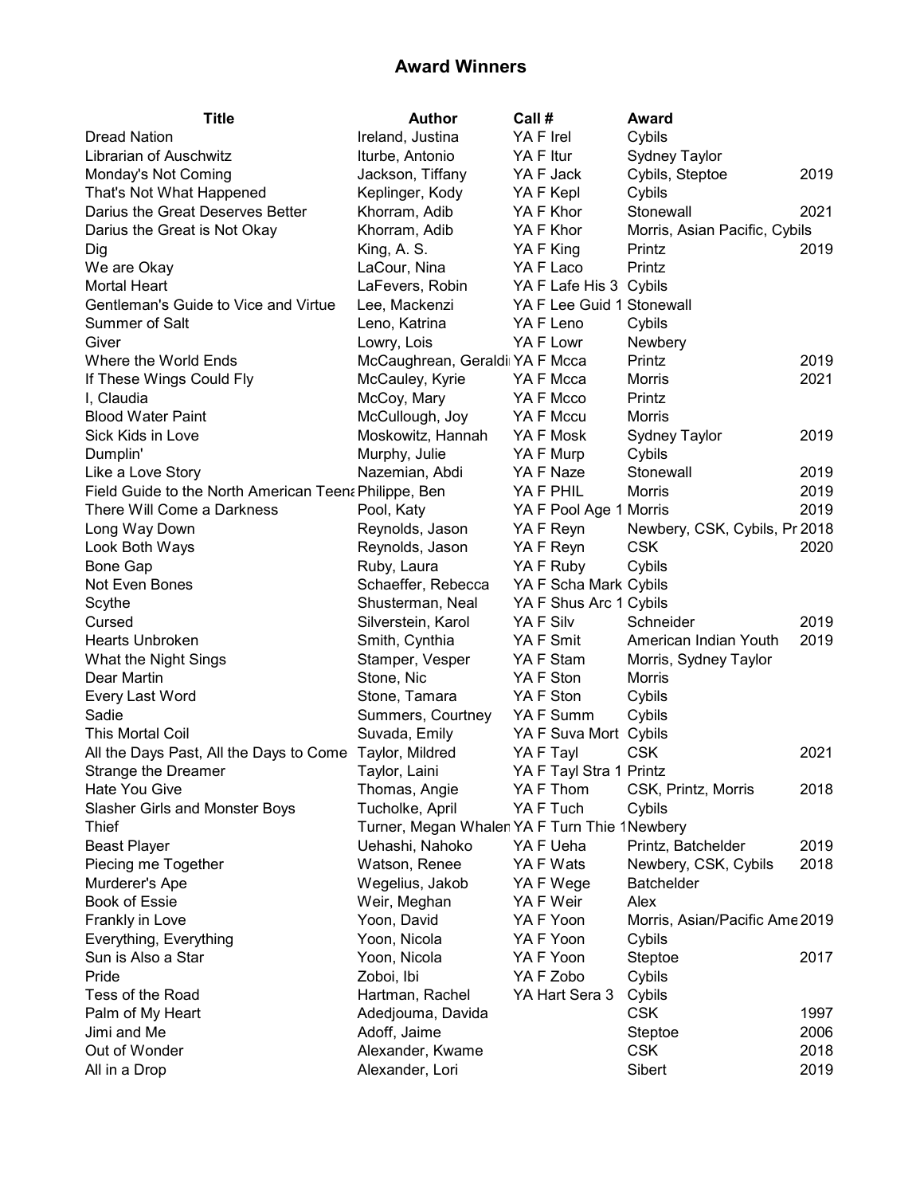# Award Winners

| Title | Author | Call # | Award | |
|---|---|---|---|---|
| Dread Nation | Ireland, Justina | YA F Irel | Cybils | |
| Librarian of Auschwitz | Iturbe, Antonio | YA F Itur | Sydney Taylor | |
| Monday's Not Coming | Jackson, Tiffany | YA F Jack | Cybils, Steptoe | 2019 |
| That's Not What Happened | Keplinger, Kody | YA F Kepl | Cybils | |
| Darius the Great Deserves Better | Khorram, Adib | YA F Khor | Stonewall | 2021 |
| Darius the Great is Not Okay | Khorram, Adib | YA F Khor | Morris, Asian Pacific, Cybils | |
| Dig | King, A. S. | YA F King | Printz | 2019 |
| We are Okay | LaCour, Nina | YA F Laco | Printz | |
| Mortal Heart | LaFevers, Robin | YA F Lafe His 3 | Cybils | |
| Gentleman's Guide to Vice and Virtue | Lee, Mackenzi | YA F Lee Guid 1 | Stonewall | |
| Summer of Salt | Leno, Katrina | YA F Leno | Cybils | |
| Giver | Lowry, Lois | YA F Lowr | Newbery | |
| Where the World Ends | McCaughrean, Geraldi | YA F Mcca | Printz | 2019 |
| If These Wings Could Fly | McCauley, Kyrie | YA F Mcca | Morris | 2021 |
| I, Claudia | McCoy, Mary | YA F Mcco | Printz | |
| Blood Water Paint | McCullough, Joy | YA F Mccu | Morris | |
| Sick Kids in Love | Moskowitz, Hannah | YA F Mosk | Sydney Taylor | 2019 |
| Dumplin' | Murphy, Julie | YA F Murp | Cybils | |
| Like a Love Story | Nazemian, Abdi | YA F Naze | Stonewall | 2019 |
| Field Guide to the North American Teena | Philippe, Ben | YA F PHIL | Morris | 2019 |
| There Will Come a Darkness | Pool, Katy | YA F Pool Age 1 | Morris | 2019 |
| Long Way Down | Reynolds, Jason | YA F Reyn | Newbery, CSK, Cybils, Pr | 2018 |
| Look Both Ways | Reynolds, Jason | YA F Reyn | CSK | 2020 |
| Bone Gap | Ruby, Laura | YA F Ruby | Cybils | |
| Not Even Bones | Schaeffer, Rebecca | YA F Scha Mark | Cybils | |
| Scythe | Shusterman, Neal | YA F Shus Arc 1 | Cybils | |
| Cursed | Silverstein, Karol | YA F Silv | Schneider | 2019 |
| Hearts Unbroken | Smith, Cynthia | YA F Smit | American Indian Youth | 2019 |
| What the Night Sings | Stamper, Vesper | YA F Stam | Morris, Sydney Taylor | |
| Dear Martin | Stone, Nic | YA F Ston | Morris | |
| Every Last Word | Stone, Tamara | YA F Ston | Cybils | |
| Sadie | Summers, Courtney | YA F Summ | Cybils | |
| This Mortal Coil | Suvada, Emily | YA F Suva Mort | Cybils | |
| All the Days Past, All the Days to Come | Taylor, Mildred | YA F Tayl | CSK | 2021 |
| Strange the Dreamer | Taylor, Laini | YA F Tayl Stra 1 | Printz | |
| Hate You Give | Thomas, Angie | YA F Thom | CSK, Printz, Morris | 2018 |
| Slasher Girls and Monster Boys | Tucholke, April | YA F Tuch | Cybils | |
| Thief | Turner, Megan Whalen | YA F Turn Thie 1 | Newbery | |
| Beast Player | Uehashi, Nahoko | YA F Ueha | Printz, Batchelder | 2019 |
| Piecing me Together | Watson, Renee | YA F Wats | Newbery, CSK, Cybils | 2018 |
| Murderer's Ape | Wegelius, Jakob | YA F Wege | Batchelder | |
| Book of Essie | Weir, Meghan | YA F Weir | Alex | |
| Frankly in Love | Yoon, David | YA F Yoon | Morris, Asian/Pacific Ame | 2019 |
| Everything, Everything | Yoon, Nicola | YA F Yoon | Cybils | |
| Sun is Also a Star | Yoon, Nicola | YA F Yoon | Steptoe | 2017 |
| Pride | Zoboi, Ibi | YA F Zobo | Cybils | |
| Tess of the Road | Hartman, Rachel | YA Hart Sera 3 | Cybils | |
| Palm of My Heart | Adedjouma, Davida | | CSK | 1997 |
| Jimi and Me | Adoff, Jaime | | Steptoe | 2006 |
| Out of Wonder | Alexander, Kwame | | CSK | 2018 |
| All in a Drop | Alexander, Lori | | Sibert | 2019 |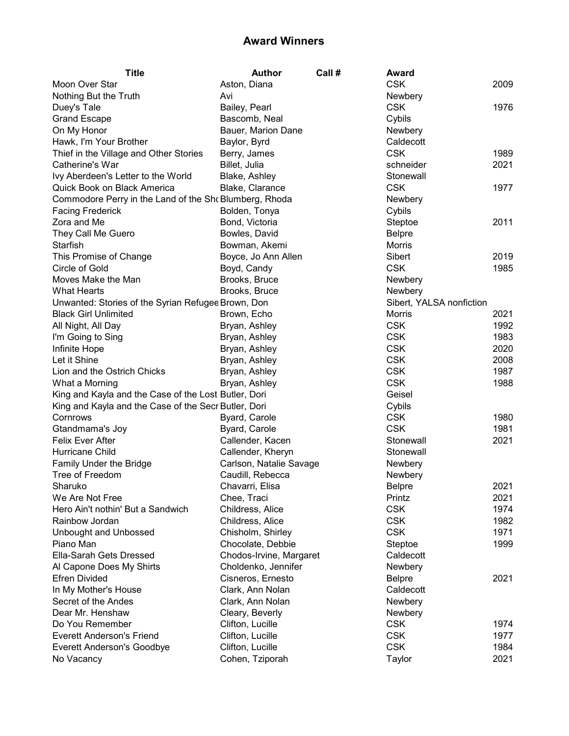## Award Winners

| Title | Author | Call # | Award | |
|---|---|---|---|---|
| Moon Over Star | Aston, Diana | | CSK | 2009 |
| Nothing But the Truth | Avi | | Newbery | |
| Duey's Tale | Bailey, Pearl | | CSK | 1976 |
| Grand Escape | Bascomb, Neal | | Cybils | |
| On My Honor | Bauer, Marion Dane | | Newbery | |
| Hawk, I'm Your Brother | Baylor, Byrd | | Caldecott | |
| Thief in the Village and Other Stories | Berry, James | | CSK | 1989 |
| Catherine's War | Billet, Julia | | schneider | 2021 |
| Ivy Aberdeen's Letter to the World | Blake, Ashley | | Stonewall | |
| Quick Book on Black America | Blake, Clarance | | CSK | 1977 |
| Commodore Perry in the Land of the Shc | Blumberg, Rhoda | | Newbery | |
| Facing Frederick | Bolden, Tonya | | Cybils | |
| Zora and Me | Bond, Victoria | | Steptoe | 2011 |
| They Call Me Guero | Bowles, David | | Belpre | |
| Starfish | Bowman, Akemi | | Morris | |
| This Promise of Change | Boyce, Jo Ann Allen | | Sibert | 2019 |
| Circle of Gold | Boyd, Candy | | CSK | 1985 |
| Moves Make the Man | Brooks, Bruce | | Newbery | |
| What Hearts | Brooks, Bruce | | Newbery | |
| Unwanted: Stories of the Syrian Refugee | Brown, Don | | Sibert, YALSA nonfiction | |
| Black Girl Unlimited | Brown, Echo | | Morris | 2021 |
| All Night, All Day | Bryan, Ashley | | CSK | 1992 |
| I'm Going to Sing | Bryan, Ashley | | CSK | 1983 |
| Infinite Hope | Bryan, Ashley | | CSK | 2020 |
| Let it Shine | Bryan, Ashley | | CSK | 2008 |
| Lion and the Ostrich Chicks | Bryan, Ashley | | CSK | 1987 |
| What a Morning | Bryan, Ashley | | CSK | 1988 |
| King and Kayla and the Case of the Lost | Butler, Dori | | Geisel | |
| King and Kayla and the Case of the Secr | Butler, Dori | | Cybils | |
| Cornrows | Byard, Carole | | CSK | 1980 |
| Gtandmama's Joy | Byard, Carole | | CSK | 1981 |
| Felix Ever After | Callender, Kacen | | Stonewall | 2021 |
| Hurricane Child | Callender, Kheryn | | Stonewall | |
| Family Under the Bridge | Carlson, Natalie Savage | | Newbery | |
| Tree of Freedom | Caudill, Rebecca | | Newbery | |
| Sharuko | Chavarri, Elisa | | Belpre | 2021 |
| We Are Not Free | Chee, Traci | | Printz | 2021 |
| Hero Ain't nothin' But a Sandwich | Childress, Alice | | CSK | 1974 |
| Rainbow Jordan | Childress, Alice | | CSK | 1982 |
| Unbought and Unbossed | Chisholm, Shirley | | CSK | 1971 |
| Piano Man | Chocolate, Debbie | | Steptoe | 1999 |
| Ella-Sarah Gets Dressed | Chodos-Irvine, Margaret | | Caldecott | |
| Al Capone Does My Shirts | Choldenko, Jennifer | | Newbery | |
| Efren Divided | Cisneros, Ernesto | | Belpre | 2021 |
| In My Mother's House | Clark, Ann Nolan | | Caldecott | |
| Secret of the Andes | Clark, Ann Nolan | | Newbery | |
| Dear Mr. Henshaw | Cleary, Beverly | | Newbery | |
| Do You Remember | Clifton, Lucille | | CSK | 1974 |
| Everett Anderson's Friend | Clifton, Lucille | | CSK | 1977 |
| Everett Anderson's Goodbye | Clifton, Lucille | | CSK | 1984 |
| No Vacancy | Cohen, Tziporah | | Taylor | 2021 |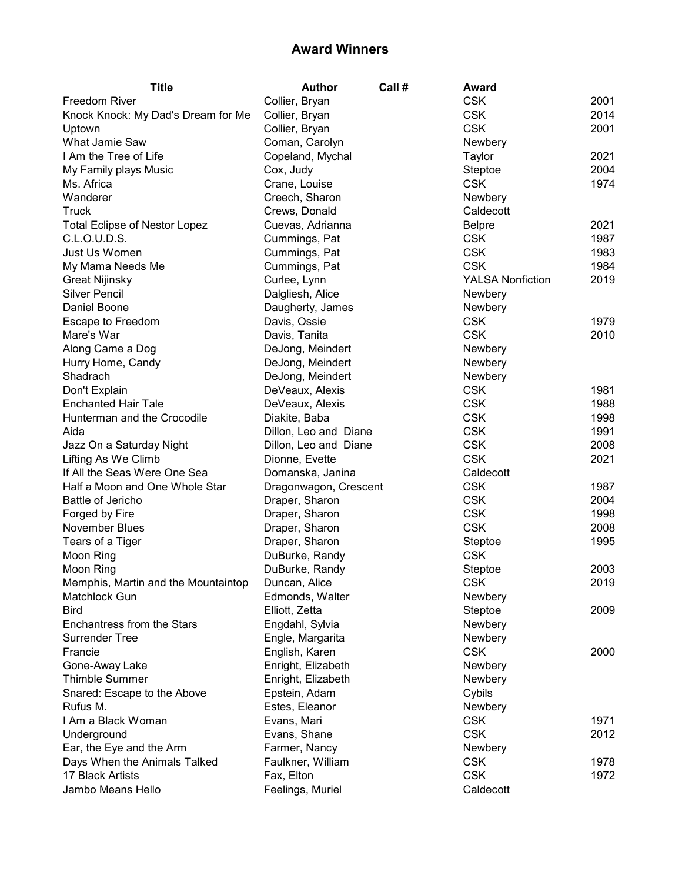# Award Winners

| Title | Author | Call # | Award | |
|---|---|---|---|---|
| Freedom River | Collier, Bryan | | CSK | 2001 |
| Knock Knock: My Dad's Dream for Me | Collier, Bryan | | CSK | 2014 |
| Uptown | Collier, Bryan | | CSK | 2001 |
| What Jamie Saw | Coman, Carolyn | | Newbery | |
| I Am the Tree of Life | Copeland, Mychal | | Taylor | 2021 |
| My Family plays Music | Cox, Judy | | Steptoe | 2004 |
| Ms. Africa | Crane, Louise | | CSK | 1974 |
| Wanderer | Creech, Sharon | | Newbery | |
| Truck | Crews, Donald | | Caldecott | |
| Total Eclipse of Nestor Lopez | Cuevas, Adrianna | | Belpre | 2021 |
| C.L.O.U.D.S. | Cummings, Pat | | CSK | 1987 |
| Just Us Women | Cummings, Pat | | CSK | 1983 |
| My Mama Needs Me | Cummings, Pat | | CSK | 1984 |
| Great Nijinsky | Curlee, Lynn | | YALSA Nonfiction | 2019 |
| Silver Pencil | Dalgliesh, Alice | | Newbery | |
| Daniel Boone | Daugherty, James | | Newbery | |
| Escape to Freedom | Davis, Ossie | | CSK | 1979 |
| Mare's War | Davis, Tanita | | CSK | 2010 |
| Along Came a Dog | DeJong, Meindert | | Newbery | |
| Hurry Home, Candy | DeJong, Meindert | | Newbery | |
| Shadrach | DeJong, Meindert | | Newbery | |
| Don't Explain | DeVeaux, Alexis | | CSK | 1981 |
| Enchanted Hair Tale | DeVeaux, Alexis | | CSK | 1988 |
| Hunterman and the Crocodile | Diakite, Baba | | CSK | 1998 |
| Aida | Dillon, Leo and Diane | | CSK | 1991 |
| Jazz On a Saturday Night | Dillon, Leo and Diane | | CSK | 2008 |
| Lifting As We Climb | Dionne, Evette | | CSK | 2021 |
| If All the Seas Were One Sea | Domanska, Janina | | Caldecott | |
| Half a Moon and One Whole Star | Dragonwagon, Crescent | | CSK | 1987 |
| Battle of Jericho | Draper, Sharon | | CSK | 2004 |
| Forged by Fire | Draper, Sharon | | CSK | 1998 |
| November Blues | Draper, Sharon | | CSK | 2008 |
| Tears of a Tiger | Draper, Sharon | | Steptoe | 1995 |
| Moon Ring | DuBurke, Randy | | CSK | |
| Moon Ring | DuBurke, Randy | | Steptoe | 2003 |
| Memphis, Martin and the Mountaintop | Duncan, Alice | | CSK | 2019 |
| Matchlock Gun | Edmonds, Walter | | Newbery | |
| Bird | Elliott, Zetta | | Steptoe | 2009 |
| Enchantress from the Stars | Engdahl, Sylvia | | Newbery | |
| Surrender Tree | Engle, Margarita | | Newbery | |
| Francie | English, Karen | | CSK | 2000 |
| Gone-Away Lake | Enright, Elizabeth | | Newbery | |
| Thimble Summer | Enright, Elizabeth | | Newbery | |
| Snared: Escape to the Above | Epstein, Adam | | Cybils | |
| Rufus M. | Estes, Eleanor | | Newbery | |
| I Am a Black Woman | Evans, Mari | | CSK | 1971 |
| Underground | Evans, Shane | | CSK | 2012 |
| Ear, the Eye and the Arm | Farmer, Nancy | | Newbery | |
| Days When the Animals Talked | Faulkner, William | | CSK | 1978 |
| 17 Black Artists | Fax, Elton | | CSK | 1972 |
| Jambo Means Hello | Feelings, Muriel | | Caldecott | |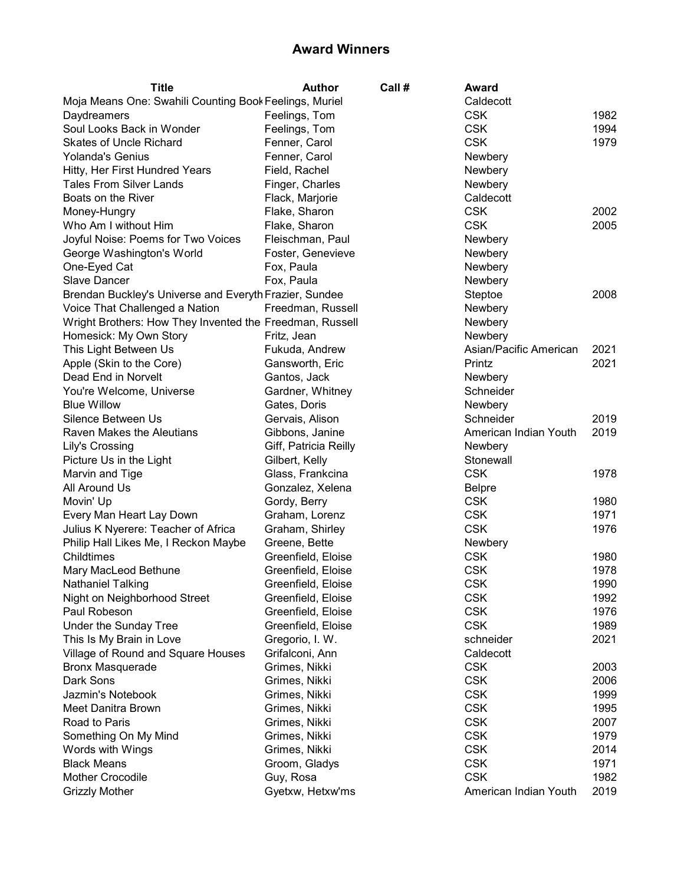## Award Winners

| Title | Author | Call # | Award | |
|---|---|---|---|---|
| Moja Means One: Swahili Counting Book | Feelings, Muriel | | Caldecott | |
| Daydreamers | Feelings, Tom | | CSK | 1982 |
| Soul Looks Back in Wonder | Feelings, Tom | | CSK | 1994 |
| Skates of Uncle Richard | Fenner, Carol | | CSK | 1979 |
| Yolanda's Genius | Fenner, Carol | | Newbery | |
| Hitty, Her First Hundred Years | Field, Rachel | | Newbery | |
| Tales From Silver Lands | Finger, Charles | | Newbery | |
| Boats on the River | Flack, Marjorie | | Caldecott | |
| Money-Hungry | Flake, Sharon | | CSK | 2002 |
| Who Am I without Him | Flake, Sharon | | CSK | 2005 |
| Joyful Noise: Poems for Two Voices | Fleischman, Paul | | Newbery | |
| George Washington's World | Foster, Genevieve | | Newbery | |
| One-Eyed Cat | Fox, Paula | | Newbery | |
| Slave Dancer | Fox, Paula | | Newbery | |
| Brendan Buckley's Universe and Everyth | Frazier, Sundee | | Steptoe | 2008 |
| Voice That Challenged a Nation | Freedman, Russell | | Newbery | |
| Wright Brothers: How They Invented the | Freedman, Russell | | Newbery | |
| Homesick: My Own Story | Fritz, Jean | | Newbery | |
| This Light Between Us | Fukuda, Andrew | | Asian/Pacific American | 2021 |
| Apple (Skin to the Core) | Gansworth, Eric | | Printz | 2021 |
| Dead End in Norvelt | Gantos, Jack | | Newbery | |
| You're Welcome, Universe | Gardner, Whitney | | Schneider | |
| Blue Willow | Gates, Doris | | Newbery | |
| Silence Between Us | Gervais, Alison | | Schneider | 2019 |
| Raven Makes the Aleutians | Gibbons, Janine | | American Indian Youth | 2019 |
| Lily's Crossing | Giff, Patricia Reilly | | Newbery | |
| Picture Us in the Light | Gilbert, Kelly | | Stonewall | |
| Marvin and Tige | Glass, Frankcina | | CSK | 1978 |
| All Around Us | Gonzalez, Xelena | | Belpre | |
| Movin' Up | Gordy, Berry | | CSK | 1980 |
| Every Man Heart Lay Down | Graham, Lorenz | | CSK | 1971 |
| Julius K Nyerere: Teacher of Africa | Graham, Shirley | | CSK | 1976 |
| Philip Hall Likes Me, I Reckon Maybe | Greene, Bette | | Newbery | |
| Childtimes | Greenfield, Eloise | | CSK | 1980 |
| Mary MacLeod Bethune | Greenfield, Eloise | | CSK | 1978 |
| Nathaniel Talking | Greenfield, Eloise | | CSK | 1990 |
| Night on Neighborhood Street | Greenfield, Eloise | | CSK | 1992 |
| Paul Robeson | Greenfield, Eloise | | CSK | 1976 |
| Under the Sunday Tree | Greenfield, Eloise | | CSK | 1989 |
| This Is My Brain in Love | Gregorio, I. W. | | schneider | 2021 |
| Village of Round and Square Houses | Grifalconi, Ann | | Caldecott | |
| Bronx Masquerade | Grimes, Nikki | | CSK | 2003 |
| Dark Sons | Grimes, Nikki | | CSK | 2006 |
| Jazmin's Notebook | Grimes, Nikki | | CSK | 1999 |
| Meet Danitra Brown | Grimes, Nikki | | CSK | 1995 |
| Road to Paris | Grimes, Nikki | | CSK | 2007 |
| Something On My Mind | Grimes, Nikki | | CSK | 1979 |
| Words with Wings | Grimes, Nikki | | CSK | 2014 |
| Black Means | Groom, Gladys | | CSK | 1971 |
| Mother Crocodile | Guy, Rosa | | CSK | 1982 |
| Grizzly Mother | Gyetxw, Hetxw'ms | | American Indian Youth | 2019 |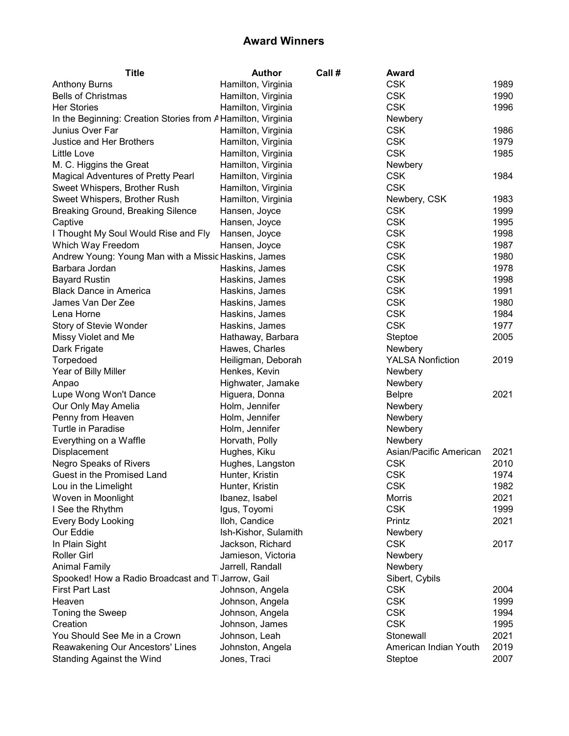# Award Winners

| Title | Author | Call # | Award | |
|---|---|---|---|---|
| Anthony Burns | Hamilton, Virginia | | CSK | 1989 |
| Bells of Christmas | Hamilton, Virginia | | CSK | 1990 |
| Her Stories | Hamilton, Virginia | | CSK | 1996 |
| In the Beginning: Creation Stories from A | Hamilton, Virginia | | Newbery | |
| Junius Over Far | Hamilton, Virginia | | CSK | 1986 |
| Justice and Her Brothers | Hamilton, Virginia | | CSK | 1979 |
| Little Love | Hamilton, Virginia | | CSK | 1985 |
| M. C. Higgins the Great | Hamilton, Virginia | | Newbery | |
| Magical Adventures of Pretty Pearl | Hamilton, Virginia | | CSK | 1984 |
| Sweet Whispers, Brother Rush | Hamilton, Virginia | | CSK | |
| Sweet Whispers, Brother Rush | Hamilton, Virginia | | Newbery, CSK | 1983 |
| Breaking Ground, Breaking Silence | Hansen, Joyce | | CSK | 1999 |
| Captive | Hansen, Joyce | | CSK | 1995 |
| I Thought My Soul Would Rise and Fly | Hansen, Joyce | | CSK | 1998 |
| Which Way Freedom | Hansen, Joyce | | CSK | 1987 |
| Andrew Young: Young Man with a Missio | Haskins, James | | CSK | 1980 |
| Barbara Jordan | Haskins, James | | CSK | 1978 |
| Bayard Rustin | Haskins, James | | CSK | 1998 |
| Black Dance in America | Haskins, James | | CSK | 1991 |
| James Van Der Zee | Haskins, James | | CSK | 1980 |
| Lena Horne | Haskins, James | | CSK | 1984 |
| Story of Stevie Wonder | Haskins, James | | CSK | 1977 |
| Missy Violet and Me | Hathaway, Barbara | | Steptoe | 2005 |
| Dark Frigate | Hawes, Charles | | Newbery | |
| Torpedoed | Heiligman, Deborah | | YALSA Nonfiction | 2019 |
| Year of Billy Miller | Henkes, Kevin | | Newbery | |
| Anpao | Highwater, Jamake | | Newbery | |
| Lupe Wong Won't Dance | Higuera, Donna | | Belpre | 2021 |
| Our Only May Amelia | Holm, Jennifer | | Newbery | |
| Penny from Heaven | Holm, Jennifer | | Newbery | |
| Turtle in Paradise | Holm, Jennifer | | Newbery | |
| Everything on a Waffle | Horvath, Polly | | Newbery | |
| Displacement | Hughes, Kiku | | Asian/Pacific American | 2021 |
| Negro Speaks of Rivers | Hughes, Langston | | CSK | 2010 |
| Guest in the Promised Land | Hunter, Kristin | | CSK | 1974 |
| Lou in the Limelight | Hunter, Kristin | | CSK | 1982 |
| Woven in Moonlight | Ibanez, Isabel | | Morris | 2021 |
| I See the Rhythm | Igus, Toyomi | | CSK | 1999 |
| Every Body Looking | Iloh, Candice | | Printz | 2021 |
| Our Eddie | Ish-Kishor, Sulamith | | Newbery | |
| In Plain Sight | Jackson, Richard | | CSK | 2017 |
| Roller Girl | Jamieson, Victoria | | Newbery | |
| Animal Family | Jarrell, Randall | | Newbery | |
| Spooked! How a Radio Broadcast and T | Jarrow, Gail | | Sibert, Cybils | |
| First Part Last | Johnson, Angela | | CSK | 2004 |
| Heaven | Johnson, Angela | | CSK | 1999 |
| Toning the Sweep | Johnson, Angela | | CSK | 1994 |
| Creation | Johnson, James | | CSK | 1995 |
| You Should See Me in a Crown | Johnson, Leah | | Stonewall | 2021 |
| Reawakening Our Ancestors' Lines | Johnston, Angela | | American Indian Youth | 2019 |
| Standing Against the Wind | Jones, Traci | | Steptoe | 2007 |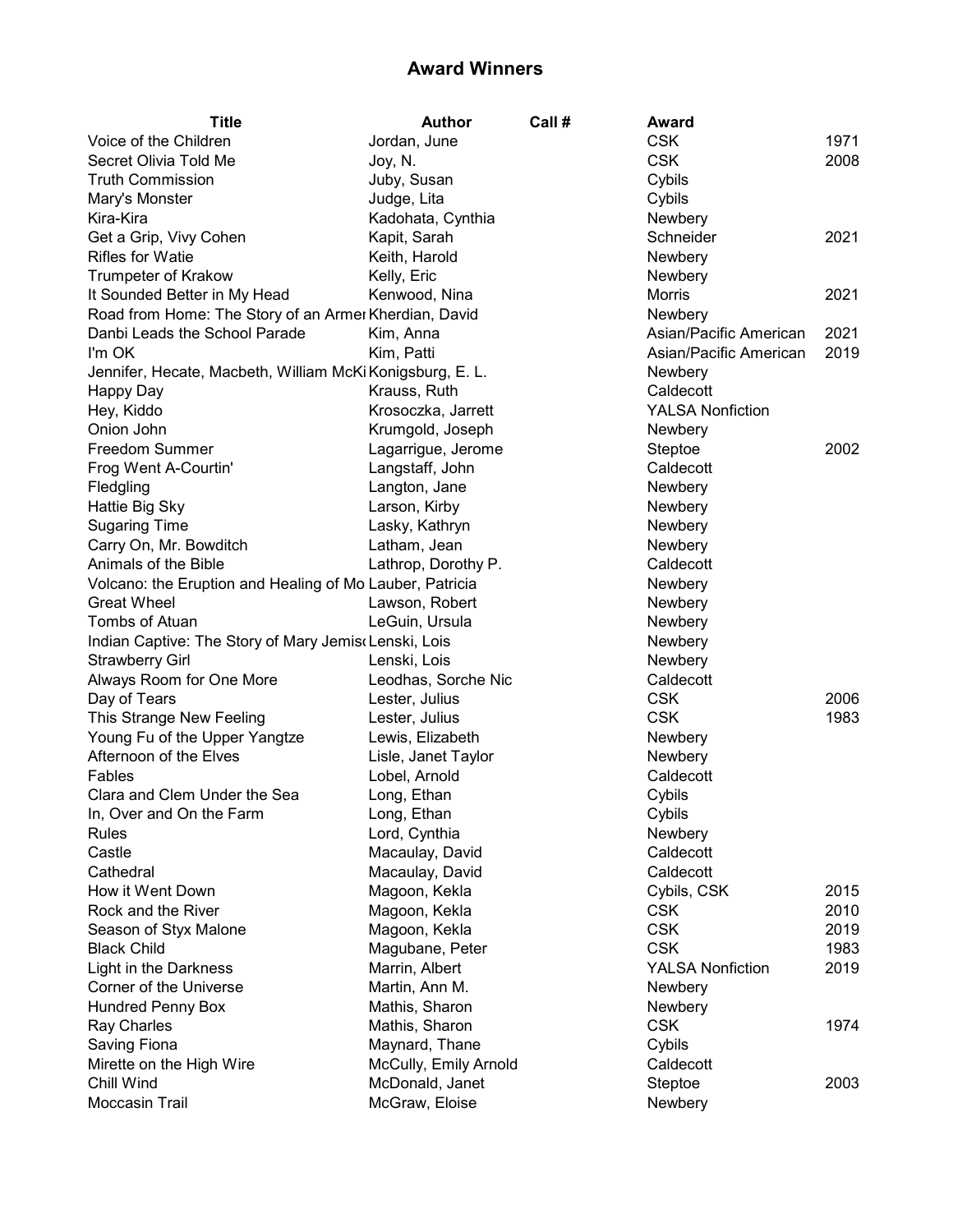# Award Winners

| Title | Author | Call # | Award | |
|---|---|---|---|---|
| Voice of the Children | Jordan, June | | CSK | 1971 |
| Secret Olivia Told Me | Joy, N. | | CSK | 2008 |
| Truth Commission | Juby, Susan | | Cybils | |
| Mary's Monster | Judge, Lita | | Cybils | |
| Kira-Kira | Kadohata, Cynthia | | Newbery | |
| Get a Grip, Vivy Cohen | Kapit, Sarah | | Schneider | 2021 |
| Rifles for Watie | Keith, Harold | | Newbery | |
| Trumpeter of Krakow | Kelly, Eric | | Newbery | |
| It Sounded Better in My Head | Kenwood, Nina | | Morris | 2021 |
| Road from Home: The Story of an Armer | Kherdian, David | | Newbery | |
| Danbi Leads the School Parade | Kim, Anna | | Asian/Pacific American | 2021 |
| I'm OK | Kim, Patti | | Asian/Pacific American | 2019 |
| Jennifer, Hecate, Macbeth, William McKi | Konigsburg, E. L. | | Newbery | |
| Happy Day | Krauss, Ruth | | Caldecott | |
| Hey, Kiddo | Krosoczka, Jarrett | | YALSA Nonfiction | |
| Onion John | Krumgold, Joseph | | Newbery | |
| Freedom Summer | Lagarrigue, Jerome | | Steptoe | 2002 |
| Frog Went A-Courtin' | Langstaff, John | | Caldecott | |
| Fledgling | Langton, Jane | | Newbery | |
| Hattie Big Sky | Larson, Kirby | | Newbery | |
| Sugaring Time | Lasky, Kathryn | | Newbery | |
| Carry On, Mr. Bowditch | Latham, Jean | | Newbery | |
| Animals of the Bible | Lathrop, Dorothy P. | | Caldecott | |
| Volcano: the Eruption and Healing of Mo | Lauber, Patricia | | Newbery | |
| Great Wheel | Lawson, Robert | | Newbery | |
| Tombs of Atuan | LeGuin, Ursula | | Newbery | |
| Indian Captive: The Story of Mary Jemis | Lenski, Lois | | Newbery | |
| Strawberry Girl | Lenski, Lois | | Newbery | |
| Always Room for One More | Leodhas, Sorche Nic | | Caldecott | |
| Day of Tears | Lester, Julius | | CSK | 2006 |
| This Strange New Feeling | Lester, Julius | | CSK | 1983 |
| Young Fu of the Upper Yangtze | Lewis, Elizabeth | | Newbery | |
| Afternoon of the Elves | Lisle, Janet Taylor | | Newbery | |
| Fables | Lobel, Arnold | | Caldecott | |
| Clara and Clem Under the Sea | Long, Ethan | | Cybils | |
| In, Over and On the Farm | Long, Ethan | | Cybils | |
| Rules | Lord, Cynthia | | Newbery | |
| Castle | Macaulay, David | | Caldecott | |
| Cathedral | Macaulay, David | | Caldecott | |
| How it Went Down | Magoon, Kekla | | Cybils, CSK | 2015 |
| Rock and the River | Magoon, Kekla | | CSK | 2010 |
| Season of Styx Malone | Magoon, Kekla | | CSK | 2019 |
| Black Child | Magubane, Peter | | CSK | 1983 |
| Light in the Darkness | Marrin, Albert | | YALSA Nonfiction | 2019 |
| Corner of the Universe | Martin, Ann M. | | Newbery | |
| Hundred Penny Box | Mathis, Sharon | | Newbery | |
| Ray Charles | Mathis, Sharon | | CSK | 1974 |
| Saving Fiona | Maynard, Thane | | Cybils | |
| Mirette on the High Wire | McCully, Emily Arnold | | Caldecott | |
| Chill Wind | McDonald, Janet | | Steptoe | 2003 |
| Moccasin Trail | McGraw, Eloise | | Newbery | |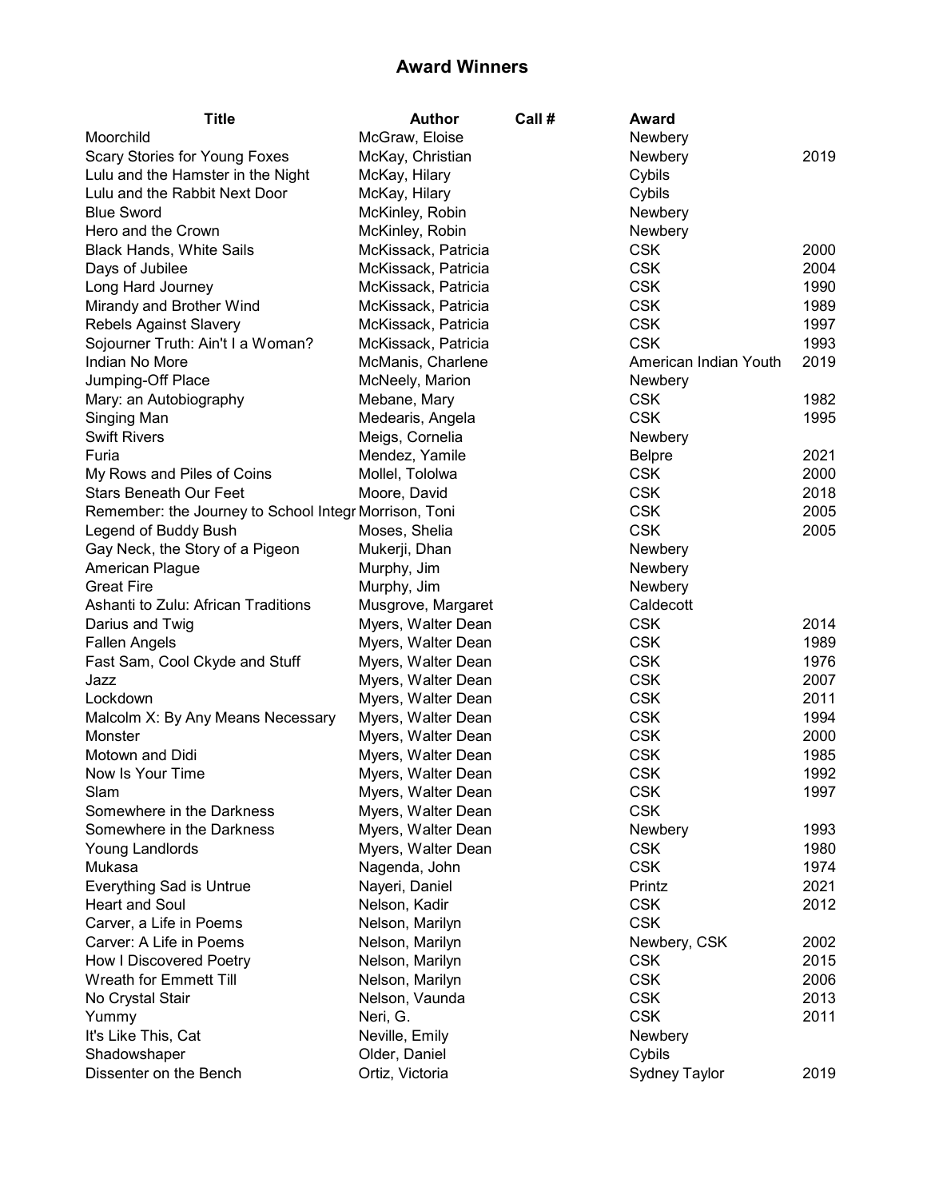# Award Winners

| Title | Author | Call # | Award | |
|---|---|---|---|---|
| Moorchild | McGraw, Eloise | | Newbery | |
| Scary Stories for Young Foxes | McKay, Christian | | Newbery | 2019 |
| Lulu and the Hamster in the Night | McKay, Hilary | | Cybils | |
| Lulu and the Rabbit Next Door | McKay, Hilary | | Cybils | |
| Blue Sword | McKinley, Robin | | Newbery | |
| Hero and the Crown | McKinley, Robin | | Newbery | |
| Black Hands, White Sails | McKissack, Patricia | | CSK | 2000 |
| Days of Jubilee | McKissack, Patricia | | CSK | 2004 |
| Long Hard Journey | McKissack, Patricia | | CSK | 1990 |
| Mirandy and Brother Wind | McKissack, Patricia | | CSK | 1989 |
| Rebels Against Slavery | McKissack, Patricia | | CSK | 1997 |
| Sojourner Truth: Ain't I a Woman? | McKissack, Patricia | | CSK | 1993 |
| Indian No More | McManis, Charlene | | American Indian Youth | 2019 |
| Jumping-Off Place | McNeely, Marion | | Newbery | |
| Mary: an Autobiography | Mebane, Mary | | CSK | 1982 |
| Singing Man | Medearis, Angela | | CSK | 1995 |
| Swift Rivers | Meigs, Cornelia | | Newbery | |
| Furia | Mendez, Yamile | | Belpre | 2021 |
| My Rows and Piles of Coins | Mollel, Tololwa | | CSK | 2000 |
| Stars Beneath Our Feet | Moore, David | | CSK | 2018 |
| Remember: the Journey to School Integr | Morrison, Toni | | CSK | 2005 |
| Legend of Buddy Bush | Moses, Shelia | | CSK | 2005 |
| Gay Neck, the Story of a Pigeon | Mukerji, Dhan | | Newbery | |
| American Plague | Murphy, Jim | | Newbery | |
| Great Fire | Murphy, Jim | | Newbery | |
| Ashanti to Zulu: African Traditions | Musgrove, Margaret | | Caldecott | |
| Darius and Twig | Myers, Walter Dean | | CSK | 2014 |
| Fallen Angels | Myers, Walter Dean | | CSK | 1989 |
| Fast Sam, Cool Ckyde and Stuff | Myers, Walter Dean | | CSK | 1976 |
| Jazz | Myers, Walter Dean | | CSK | 2007 |
| Lockdown | Myers, Walter Dean | | CSK | 2011 |
| Malcolm X: By Any Means Necessary | Myers, Walter Dean | | CSK | 1994 |
| Monster | Myers, Walter Dean | | CSK | 2000 |
| Motown and Didi | Myers, Walter Dean | | CSK | 1985 |
| Now Is Your Time | Myers, Walter Dean | | CSK | 1992 |
| Slam | Myers, Walter Dean | | CSK | 1997 |
| Somewhere in the Darkness | Myers, Walter Dean | | CSK | |
| Somewhere in the Darkness | Myers, Walter Dean | | Newbery | 1993 |
| Young Landlords | Myers, Walter Dean | | CSK | 1980 |
| Mukasa | Nagenda, John | | CSK | 1974 |
| Everything Sad is Untrue | Nayeri, Daniel | | Printz | 2021 |
| Heart and Soul | Nelson, Kadir | | CSK | 2012 |
| Carver, a Life in Poems | Nelson, Marilyn | | CSK | |
| Carver: A Life in Poems | Nelson, Marilyn | | Newbery, CSK | 2002 |
| How I Discovered Poetry | Nelson, Marilyn | | CSK | 2015 |
| Wreath for Emmett Till | Nelson, Marilyn | | CSK | 2006 |
| No Crystal Stair | Nelson, Vaunda | | CSK | 2013 |
| Yummy | Neri, G. | | CSK | 2011 |
| It's Like This, Cat | Neville, Emily | | Newbery | |
| Shadowshaper | Older, Daniel | | Cybils | |
| Dissenter on the Bench | Ortiz, Victoria | | Sydney Taylor | 2019 |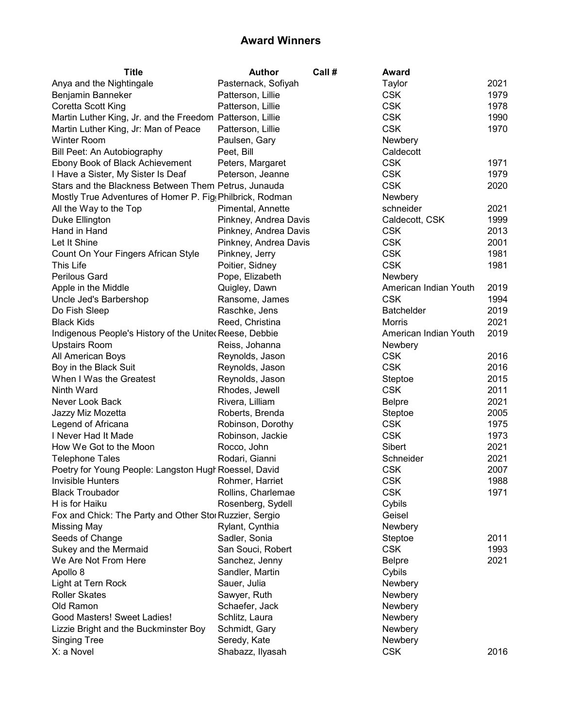## Award Winners

| Title | Author | Call # | Award | |
|---|---|---|---|---|
| Anya and the Nightingale | Pasternack, Sofiyah | | Taylor | 2021 |
| Benjamin Banneker | Patterson, Lillie | | CSK | 1979 |
| Coretta Scott King | Patterson, Lillie | | CSK | 1978 |
| Martin Luther King, Jr. and the Freedom | Patterson, Lillie | | CSK | 1990 |
| Martin Luther King, Jr: Man of Peace | Patterson, Lillie | | CSK | 1970 |
| Winter Room | Paulsen, Gary | | Newbery | |
| Bill Peet: An Autobiography | Peet, Bill | | Caldecott | |
| Ebony Book of Black Achievement | Peters, Margaret | | CSK | 1971 |
| I Have a Sister, My Sister Is Deaf | Peterson, Jeanne | | CSK | 1979 |
| Stars and the Blackness Between Them | Petrus, Junauda | | CSK | 2020 |
| Mostly True Adventures of Homer P. Fig | Philbrick, Rodman | | Newbery | |
| All the Way to the Top | Pimental, Annette | | schneider | 2021 |
| Duke Ellington | Pinkney, Andrea Davis | | Caldecott, CSK | 1999 |
| Hand in Hand | Pinkney, Andrea Davis | | CSK | 2013 |
| Let It Shine | Pinkney, Andrea Davis | | CSK | 2001 |
| Count On Your Fingers African Style | Pinkney, Jerry | | CSK | 1981 |
| This Life | Poitier, Sidney | | CSK | 1981 |
| Perilous Gard | Pope, Elizabeth | | Newbery | |
| Apple in the Middle | Quigley, Dawn | | American Indian Youth | 2019 |
| Uncle Jed's Barbershop | Ransome, James | | CSK | 1994 |
| Do Fish Sleep | Raschke, Jens | | Batchelder | 2019 |
| Black Kids | Reed, Christina | | Morris | 2021 |
| Indigenous People's History of the Unite | Reese, Debbie | | American Indian Youth | 2019 |
| Upstairs Room | Reiss, Johanna | | Newbery | |
| All American Boys | Reynolds, Jason | | CSK | 2016 |
| Boy in the Black Suit | Reynolds, Jason | | CSK | 2016 |
| When I Was the Greatest | Reynolds, Jason | | Steptoe | 2015 |
| Ninth Ward | Rhodes, Jewell | | CSK | 2011 |
| Never Look Back | Rivera, Lilliam | | Belpre | 2021 |
| Jazzy Miz Mozetta | Roberts, Brenda | | Steptoe | 2005 |
| Legend of Africana | Robinson, Dorothy | | CSK | 1975 |
| I Never Had It Made | Robinson, Jackie | | CSK | 1973 |
| How We Got to the Moon | Rocco, John | | Sibert | 2021 |
| Telephone Tales | Rodari, Gianni | | Schneider | 2021 |
| Poetry for Young People: Langston Hugh | Roessel, David | | CSK | 2007 |
| Invisible Hunters | Rohmer, Harriet | | CSK | 1988 |
| Black Troubador | Rollins, Charlemae | | CSK | 1971 |
| H is for Haiku | Rosenberg, Sydell | | Cybils | |
| Fox and Chick: The Party and Other Sto | Ruzzier, Sergio | | Geisel | |
| Missing May | Rylant, Cynthia | | Newbery | |
| Seeds of Change | Sadler, Sonia | | Steptoe | 2011 |
| Sukey and the Mermaid | San Souci, Robert | | CSK | 1993 |
| We Are Not From Here | Sanchez, Jenny | | Belpre | 2021 |
| Apollo 8 | Sandler, Martin | | Cybils | |
| Light at Tern Rock | Sauer, Julia | | Newbery | |
| Roller Skates | Sawyer, Ruth | | Newbery | |
| Old Ramon | Schaefer, Jack | | Newbery | |
| Good Masters! Sweet Ladies! | Schlitz, Laura | | Newbery | |
| Lizzie Bright and the Buckminster Boy | Schmidt, Gary | | Newbery | |
| Singing Tree | Seredy, Kate | | Newbery | |
| X: a Novel | Shabazz, Ilyasah | | CSK | 2016 |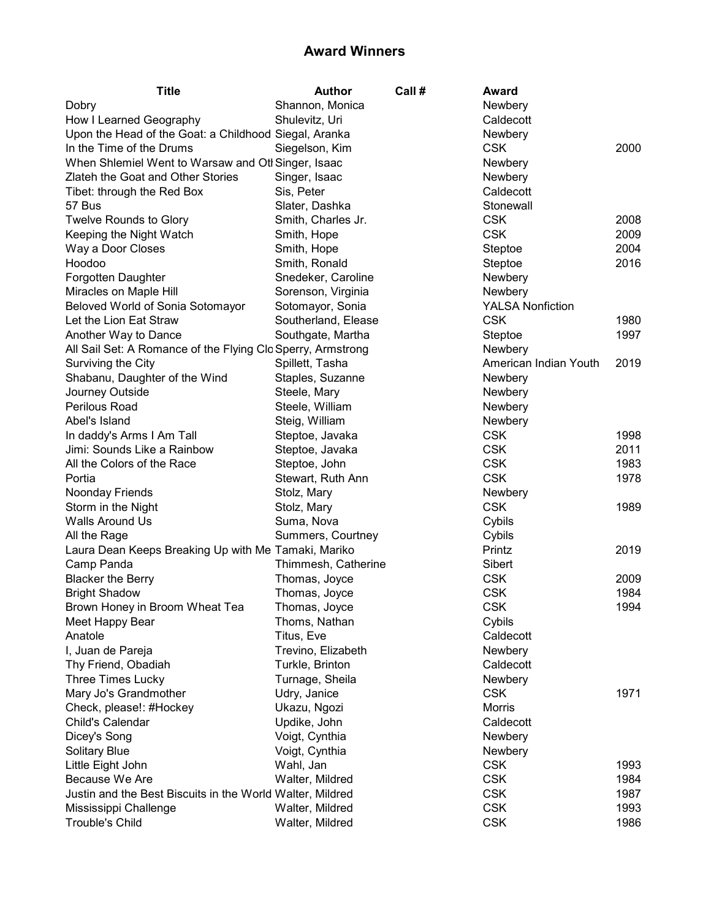# Award Winners

| Title | Author | Call # | Award | |
|---|---|---|---|---|
| Dobry | Shannon, Monica | | Newbery | |
| How I Learned Geography | Shulevitz, Uri | | Caldecott | |
| Upon the Head of the Goat: a Childhood | Siegal, Aranka | | Newbery | |
| In the Time of the Drums | Siegelson, Kim | | CSK | 2000 |
| When Shlemiel Went to Warsaw and Ot | Singer, Isaac | | Newbery | |
| Zlateh the Goat and Other Stories | Singer, Isaac | | Newbery | |
| Tibet: through the Red Box | Sis, Peter | | Caldecott | |
| 57 Bus | Slater, Dashka | | Stonewall | |
| Twelve Rounds to Glory | Smith, Charles Jr. | | CSK | 2008 |
| Keeping the Night Watch | Smith, Hope | | CSK | 2009 |
| Way a Door Closes | Smith, Hope | | Steptoe | 2004 |
| Hoodoo | Smith, Ronald | | Steptoe | 2016 |
| Forgotten Daughter | Snedeker, Caroline | | Newbery | |
| Miracles on Maple Hill | Sorenson, Virginia | | Newbery | |
| Beloved World of Sonia Sotomayor | Sotomayor, Sonia | | YALSA Nonfiction | |
| Let the Lion Eat Straw | Southerland, Elease | | CSK | 1980 |
| Another Way to Dance | Southgate, Martha | | Steptoe | 1997 |
| All Sail Set: A Romance of the Flying Clo | Sperry, Armstrong | | Newbery | |
| Surviving the City | Spillett, Tasha | | American Indian Youth | 2019 |
| Shabanu, Daughter of the Wind | Staples, Suzanne | | Newbery | |
| Journey Outside | Steele, Mary | | Newbery | |
| Perilous Road | Steele, William | | Newbery | |
| Abel's Island | Steig, William | | Newbery | |
| In daddy's Arms I Am Tall | Steptoe, Javaka | | CSK | 1998 |
| Jimi: Sounds Like a Rainbow | Steptoe, Javaka | | CSK | 2011 |
| All the Colors of the Race | Steptoe, John | | CSK | 1983 |
| Portia | Stewart, Ruth Ann | | CSK | 1978 |
| Noonday Friends | Stolz, Mary | | Newbery | |
| Storm in the Night | Stolz, Mary | | CSK | 1989 |
| Walls Around Us | Suma, Nova | | Cybils | |
| All the Rage | Summers, Courtney | | Cybils | |
| Laura Dean Keeps Breaking Up with Me | Tamaki, Mariko | | Printz | 2019 |
| Camp Panda | Thimmesh, Catherine | | Sibert | |
| Blacker the Berry | Thomas, Joyce | | CSK | 2009 |
| Bright Shadow | Thomas, Joyce | | CSK | 1984 |
| Brown Honey in Broom Wheat Tea | Thomas, Joyce | | CSK | 1994 |
| Meet Happy Bear | Thoms, Nathan | | Cybils | |
| Anatole | Titus, Eve | | Caldecott | |
| I, Juan de Pareja | Trevino, Elizabeth | | Newbery | |
| Thy Friend, Obadiah | Turkle, Brinton | | Caldecott | |
| Three Times Lucky | Turnage, Sheila | | Newbery | |
| Mary Jo's Grandmother | Udry, Janice | | CSK | 1971 |
| Check, please!: #Hockey | Ukazu, Ngozi | | Morris | |
| Child's Calendar | Updike, John | | Caldecott | |
| Dicey's Song | Voigt, Cynthia | | Newbery | |
| Solitary Blue | Voigt, Cynthia | | Newbery | |
| Little Eight John | Wahl, Jan | | CSK | 1993 |
| Because We Are | Walter, Mildred | | CSK | 1984 |
| Justin and the Best Biscuits in the World | Walter, Mildred | | CSK | 1987 |
| Mississippi Challenge | Walter, Mildred | | CSK | 1993 |
| Trouble's Child | Walter, Mildred | | CSK | 1986 |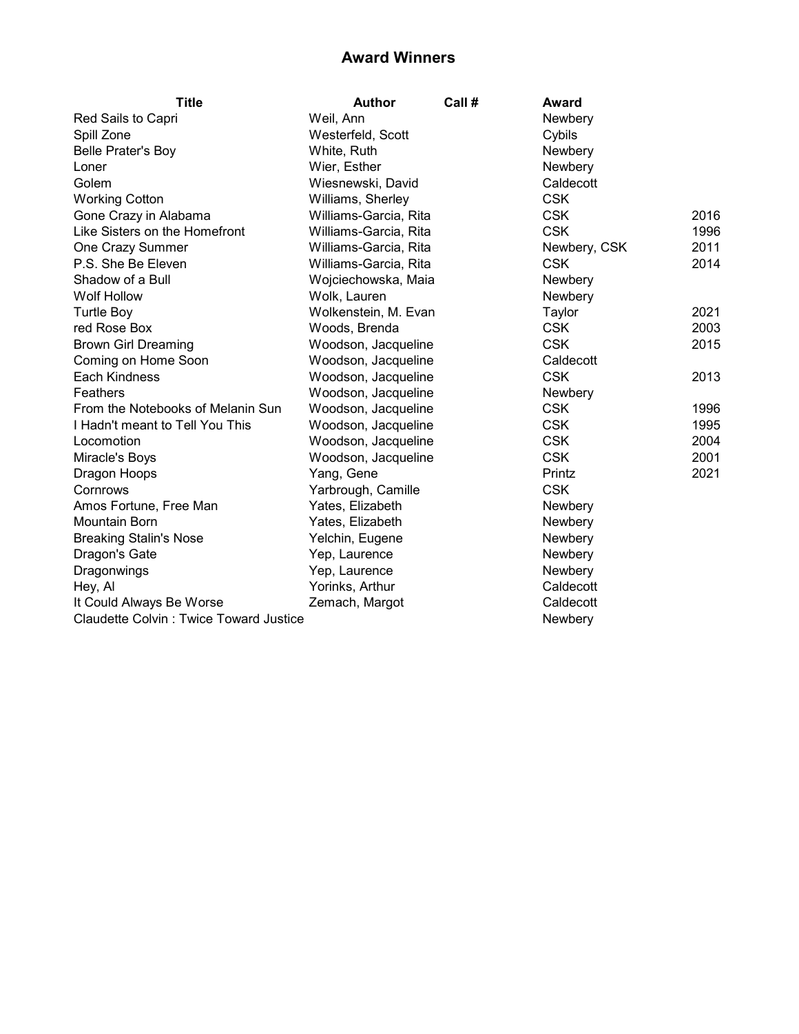## Award Winners

| Title | Author | Call # | Award | |
|---|---|---|---|---|
| Red Sails to Capri | Weil, Ann | | Newbery | |
| Spill Zone | Westerfeld, Scott | | Cybils | |
| Belle Prater's Boy | White, Ruth | | Newbery | |
| Loner | Wier, Esther | | Newbery | |
| Golem | Wiesnewski, David | | Caldecott | |
| Working Cotton | Williams, Sherley | | CSK | |
| Gone Crazy in Alabama | Williams-Garcia, Rita | | CSK | 2016 |
| Like Sisters on the Homefront | Williams-Garcia, Rita | | CSK | 1996 |
| One Crazy Summer | Williams-Garcia, Rita | | Newbery, CSK | 2011 |
| P.S. She Be Eleven | Williams-Garcia, Rita | | CSK | 2014 |
| Shadow of a Bull | Wojciechowska, Maia | | Newbery | |
| Wolf Hollow | Wolk, Lauren | | Newbery | |
| Turtle Boy | Wolkenstein, M. Evan | | Taylor | 2021 |
| red Rose Box | Woods, Brenda | | CSK | 2003 |
| Brown Girl Dreaming | Woodson, Jacqueline | | CSK | 2015 |
| Coming on Home Soon | Woodson, Jacqueline | | Caldecott | |
| Each Kindness | Woodson, Jacqueline | | CSK | 2013 |
| Feathers | Woodson, Jacqueline | | Newbery | |
| From the Notebooks of Melanin Sun | Woodson, Jacqueline | | CSK | 1996 |
| I Hadn't meant to Tell You This | Woodson, Jacqueline | | CSK | 1995 |
| Locomotion | Woodson, Jacqueline | | CSK | 2004 |
| Miracle's Boys | Woodson, Jacqueline | | CSK | 2001 |
| Dragon Hoops | Yang, Gene | | Printz | 2021 |
| Cornrows | Yarbrough, Camille | | CSK | |
| Amos Fortune, Free Man | Yates, Elizabeth | | Newbery | |
| Mountain Born | Yates, Elizabeth | | Newbery | |
| Breaking Stalin's Nose | Yelchin, Eugene | | Newbery | |
| Dragon's Gate | Yep, Laurence | | Newbery | |
| Dragonwings | Yep, Laurence | | Newbery | |
| Hey, Al | Yorinks, Arthur | | Caldecott | |
| It Could Always Be Worse | Zemach, Margot | | Caldecott | |
| Claudette Colvin : Twice Toward Justice | | | Newbery | |